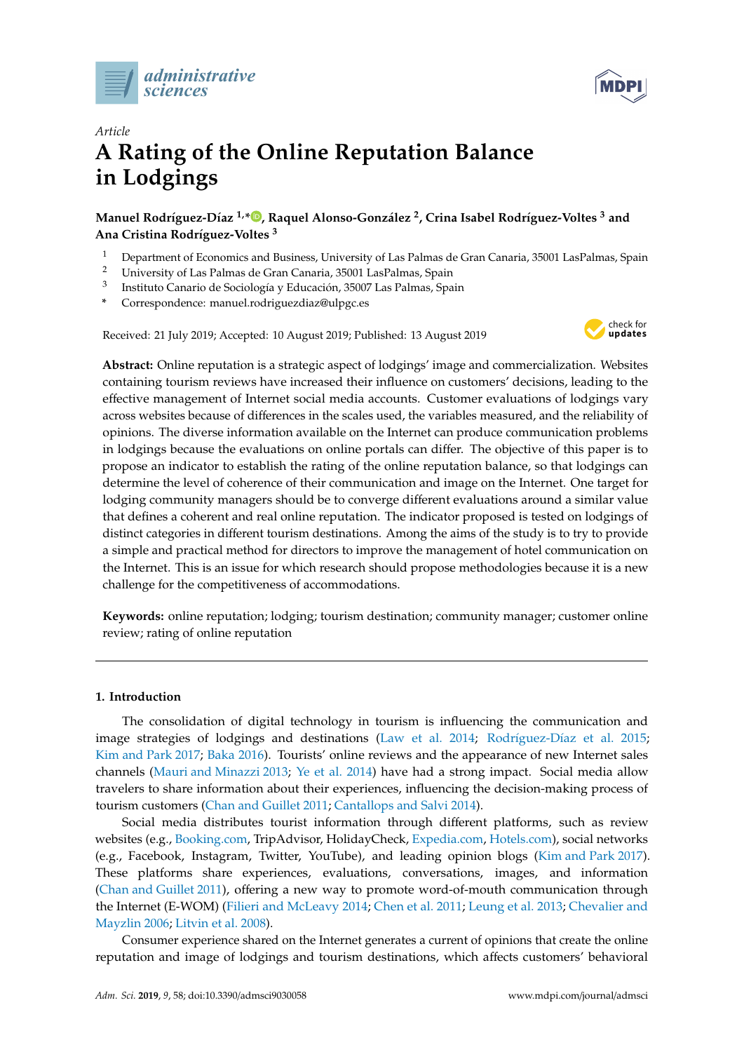Article

# A Rating of the Online Reputation Balance in Lodgings

**Manuel Rodríguez-Díaz [1,*], Raquel Alonso-González [2], Crina Isabel Rodríguez-Voltes [3] and Ana Cristina Rodríguez-Voltes [3]**

[1] Department of Economics and Business, University of Las Palmas de Gran Canaria, 35001 LasPalmas, Spain
[2] University of Las Palmas de Gran Canaria, 35001 LasPalmas, Spain
[3] Instituto Canario de Sociología y Educación, 35007 Las Palmas, Spain
[*] Correspondence: manuel.rodriguezdiaz@ulpgc.es

Received: 21 July 2019; Accepted: 10 August 2019; Published: 13 August 2019

**Abstract:** Online reputation is a strategic aspect of lodgings' image and commercialization. Websites containing tourism reviews have increased their influence on customers' decisions, leading to the effective management of Internet social media accounts. Customer evaluations of lodgings vary across websites because of differences in the scales used, the variables measured, and the reliability of opinions. The diverse information available on the Internet can produce communication problems in lodgings because the evaluations on online portals can differ. The objective of this paper is to propose an indicator to establish the rating of the online reputation balance, so that lodgings can determine the level of coherence of their communication and image on the Internet. One target for lodging community managers should be to converge different evaluations around a similar value that defines a coherent and real online reputation. The indicator proposed is tested on lodgings of distinct categories in different tourism destinations. Among the aims of the study is to try to provide a simple and practical method for directors to improve the management of hotel communication on the Internet. This is an issue for which research should propose methodologies because it is a new challenge for the competitiveness of accommodations.

**Keywords:** online reputation; lodging; tourism destination; community manager; customer online review; rating of online reputation

## 1. Introduction

The consolidation of digital technology in tourism is influencing the communication and image strategies of lodgings and destinations (Law et al. 2014; Rodríguez-Díaz et al. 2015; Kim and Park 2017; Baka 2016). Tourists' online reviews and the appearance of new Internet sales channels (Mauri and Minazzi 2013; Ye et al. 2014) have had a strong impact. Social media allow travelers to share information about their experiences, influencing the decision-making process of tourism customers (Chan and Guillet 2011; Cantallops and Salvi 2014).

Social media distributes tourist information through different platforms, such as review websites (e.g., Booking.com, TripAdvisor, HolidayCheck, Expedia.com, Hotels.com), social networks (e.g., Facebook, Instagram, Twitter, YouTube), and leading opinion blogs (Kim and Park 2017). These platforms share experiences, evaluations, conversations, images, and information (Chan and Guillet 2011), offering a new way to promote word-of-mouth communication through the Internet (E-WOM) (Filieri and McLeavy 2014; Chen et al. 2011; Leung et al. 2013; Chevalier and Mayzlin 2006; Litvin et al. 2008).

Consumer experience shared on the Internet generates a current of opinions that create the online reputation and image of lodgings and tourism destinations, which affects customers' behavioral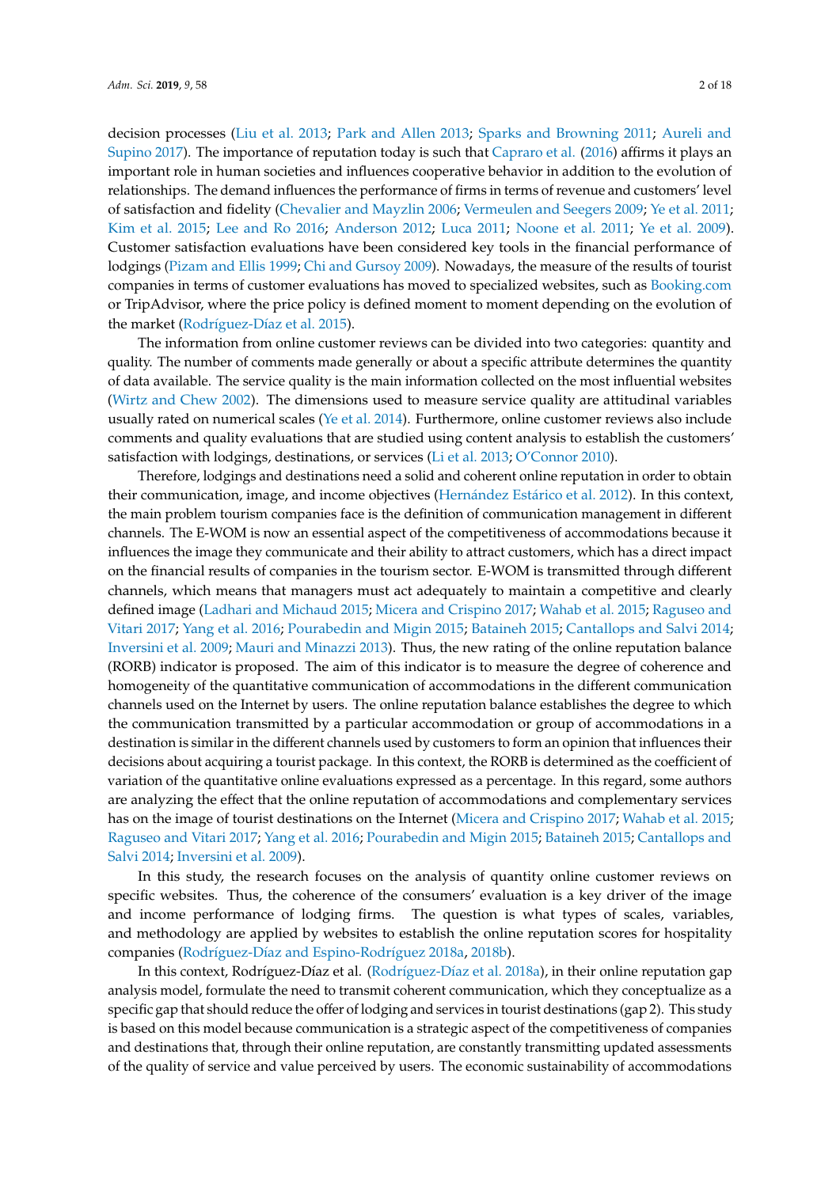decision processes (Liu et al. 2013; Park and Allen 2013; Sparks and Browning 2011; Aureli and Supino 2017). The importance of reputation today is such that Capraro et al. (2016) affirms it plays an important role in human societies and influences cooperative behavior in addition to the evolution of relationships. The demand influences the performance of firms in terms of revenue and customers' level of satisfaction and fidelity (Chevalier and Mayzlin 2006; Vermeulen and Seegers 2009; Ye et al. 2011; Kim et al. 2015; Lee and Ro 2016; Anderson 2012; Luca 2011; Noone et al. 2011; Ye et al. 2009). Customer satisfaction evaluations have been considered key tools in the financial performance of lodgings (Pizam and Ellis 1999; Chi and Gursoy 2009). Nowadays, the measure of the results of tourist companies in terms of customer evaluations has moved to specialized websites, such as Booking.com or TripAdvisor, where the price policy is defined moment to moment depending on the evolution of the market (Rodríguez-Díaz et al. 2015).

The information from online customer reviews can be divided into two categories: quantity and quality. The number of comments made generally or about a specific attribute determines the quantity of data available. The service quality is the main information collected on the most influential websites (Wirtz and Chew 2002). The dimensions used to measure service quality are attitudinal variables usually rated on numerical scales (Ye et al. 2014). Furthermore, online customer reviews also include comments and quality evaluations that are studied using content analysis to establish the customers' satisfaction with lodgings, destinations, or services (Li et al. 2013; O'Connor 2010).

Therefore, lodgings and destinations need a solid and coherent online reputation in order to obtain their communication, image, and income objectives (Hernández Estárico et al. 2012). In this context, the main problem tourism companies face is the definition of communication management in different channels. The E-WOM is now an essential aspect of the competitiveness of accommodations because it influences the image they communicate and their ability to attract customers, which has a direct impact on the financial results of companies in the tourism sector. E-WOM is transmitted through different channels, which means that managers must act adequately to maintain a competitive and clearly defined image (Ladhari and Michaud 2015; Micera and Crispino 2017; Wahab et al. 2015; Raguseo and Vitari 2017; Yang et al. 2016; Pourabedin and Migin 2015; Bataineh 2015; Cantallops and Salvi 2014; Inversini et al. 2009; Mauri and Minazzi 2013). Thus, the new rating of the online reputation balance (RORB) indicator is proposed. The aim of this indicator is to measure the degree of coherence and homogeneity of the quantitative communication of accommodations in the different communication channels used on the Internet by users. The online reputation balance establishes the degree to which the communication transmitted by a particular accommodation or group of accommodations in a destination is similar in the different channels used by customers to form an opinion that influences their decisions about acquiring a tourist package. In this context, the RORB is determined as the coefficient of variation of the quantitative online evaluations expressed as a percentage. In this regard, some authors are analyzing the effect that the online reputation of accommodations and complementary services has on the image of tourist destinations on the Internet (Micera and Crispino 2017; Wahab et al. 2015; Raguseo and Vitari 2017; Yang et al. 2016; Pourabedin and Migin 2015; Bataineh 2015; Cantallops and Salvi 2014; Inversini et al. 2009).

In this study, the research focuses on the analysis of quantity online customer reviews on specific websites. Thus, the coherence of the consumers' evaluation is a key driver of the image and income performance of lodging firms. The question is what types of scales, variables, and methodology are applied by websites to establish the online reputation scores for hospitality companies (Rodríguez-Díaz and Espino-Rodríguez 2018a, 2018b).

In this context, Rodríguez-Díaz et al. (Rodríguez-Díaz et al. 2018a), in their online reputation gap analysis model, formulate the need to transmit coherent communication, which they conceptualize as a specific gap that should reduce the offer of lodging and services in tourist destinations (gap 2). This study is based on this model because communication is a strategic aspect of the competitiveness of companies and destinations that, through their online reputation, are constantly transmitting updated assessments of the quality of service and value perceived by users. The economic sustainability of accommodations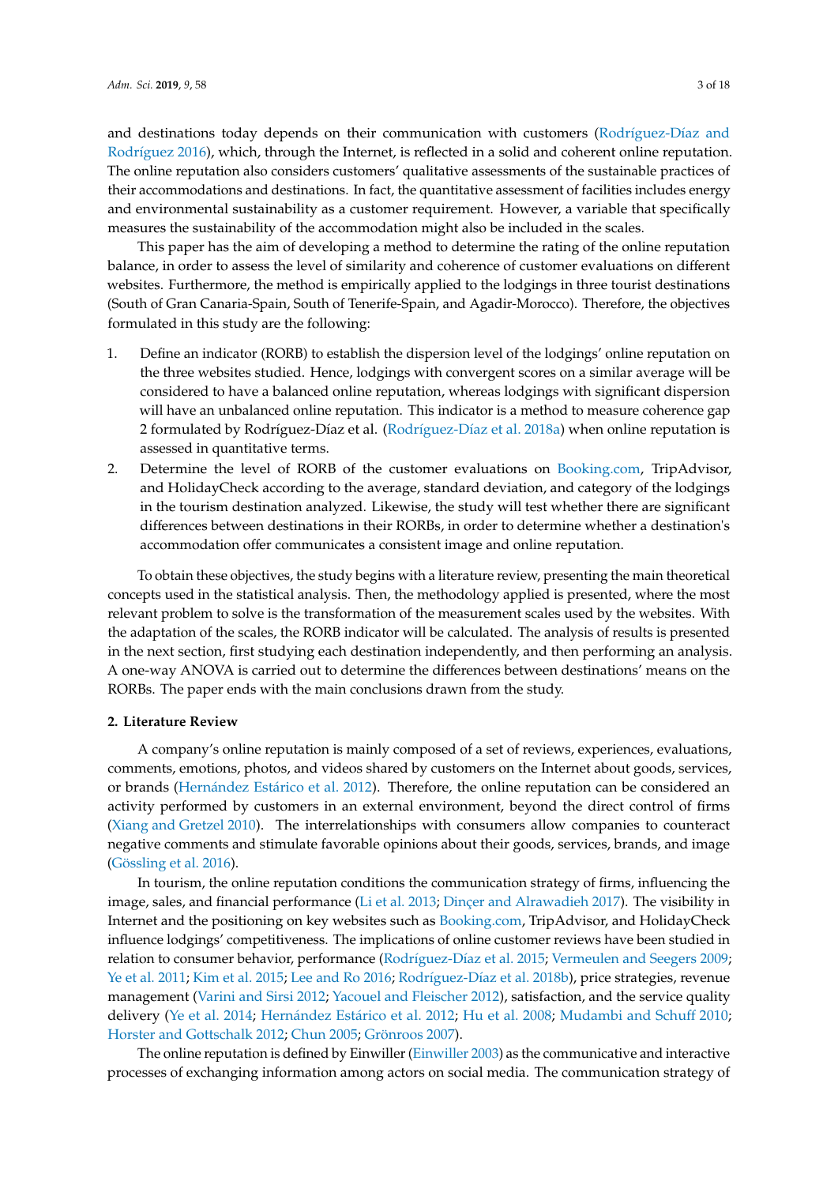and destinations today depends on their communication with customers (Rodríguez-Díaz and Rodríguez 2016), which, through the Internet, is reflected in a solid and coherent online reputation. The online reputation also considers customers' qualitative assessments of the sustainable practices of their accommodations and destinations. In fact, the quantitative assessment of facilities includes energy and environmental sustainability as a customer requirement. However, a variable that specifically measures the sustainability of the accommodation might also be included in the scales.

This paper has the aim of developing a method to determine the rating of the online reputation balance, in order to assess the level of similarity and coherence of customer evaluations on different websites. Furthermore, the method is empirically applied to the lodgings in three tourist destinations (South of Gran Canaria-Spain, South of Tenerife-Spain, and Agadir-Morocco). Therefore, the objectives formulated in this study are the following:

1. Define an indicator (RORB) to establish the dispersion level of the lodgings' online reputation on the three websites studied. Hence, lodgings with convergent scores on a similar average will be considered to have a balanced online reputation, whereas lodgings with significant dispersion will have an unbalanced online reputation. This indicator is a method to measure coherence gap 2 formulated by Rodríguez-Díaz et al. (Rodríguez-Díaz et al. 2018a) when online reputation is assessed in quantitative terms.
2. Determine the level of RORB of the customer evaluations on Booking.com, TripAdvisor, and HolidayCheck according to the average, standard deviation, and category of the lodgings in the tourism destination analyzed. Likewise, the study will test whether there are significant differences between destinations in their RORBs, in order to determine whether a destination's accommodation offer communicates a consistent image and online reputation.

To obtain these objectives, the study begins with a literature review, presenting the main theoretical concepts used in the statistical analysis. Then, the methodology applied is presented, where the most relevant problem to solve is the transformation of the measurement scales used by the websites. With the adaptation of the scales, the RORB indicator will be calculated. The analysis of results is presented in the next section, first studying each destination independently, and then performing an analysis. A one-way ANOVA is carried out to determine the differences between destinations' means on the RORBs. The paper ends with the main conclusions drawn from the study.

## 2. Literature Review

A company's online reputation is mainly composed of a set of reviews, experiences, evaluations, comments, emotions, photos, and videos shared by customers on the Internet about goods, services, or brands (Hernández Estárico et al. 2012). Therefore, the online reputation can be considered an activity performed by customers in an external environment, beyond the direct control of firms (Xiang and Gretzel 2010). The interrelationships with consumers allow companies to counteract negative comments and stimulate favorable opinions about their goods, services, brands, and image (Gössling et al. 2016).

In tourism, the online reputation conditions the communication strategy of firms, influencing the image, sales, and financial performance (Li et al. 2013; Dinçer and Alrawadieh 2017). The visibility in Internet and the positioning on key websites such as Booking.com, TripAdvisor, and HolidayCheck influence lodgings' competitiveness. The implications of online customer reviews have been studied in relation to consumer behavior, performance (Rodríguez-Díaz et al. 2015; Vermeulen and Seegers 2009; Ye et al. 2011; Kim et al. 2015; Lee and Ro 2016; Rodríguez-Díaz et al. 2018b), price strategies, revenue management (Varini and Sirsi 2012; Yacouel and Fleischer 2012), satisfaction, and the service quality delivery (Ye et al. 2014; Hernández Estárico et al. 2012; Hu et al. 2008; Mudambi and Schuff 2010; Horster and Gottschalk 2012; Chun 2005; Grönroos 2007).

The online reputation is defined by Einwiller (Einwiller 2003) as the communicative and interactive processes of exchanging information among actors on social media. The communication strategy of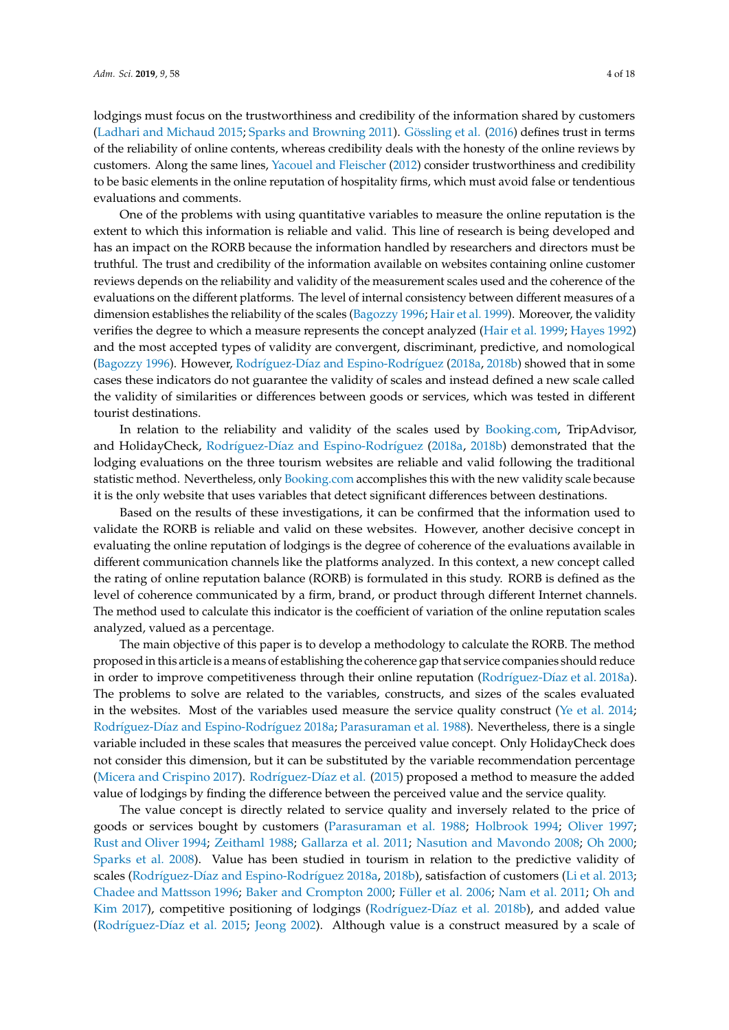lodgings must focus on the trustworthiness and credibility of the information shared by customers (Ladhari and Michaud 2015; Sparks and Browning 2011). Gössling et al. (2016) defines trust in terms of the reliability of online contents, whereas credibility deals with the honesty of the online reviews by customers. Along the same lines, Yacouel and Fleischer (2012) consider trustworthiness and credibility to be basic elements in the online reputation of hospitality firms, which must avoid false or tendentious evaluations and comments.

One of the problems with using quantitative variables to measure the online reputation is the extent to which this information is reliable and valid. This line of research is being developed and has an impact on the RORB because the information handled by researchers and directors must be truthful. The trust and credibility of the information available on websites containing online customer reviews depends on the reliability and validity of the measurement scales used and the coherence of the evaluations on the different platforms. The level of internal consistency between different measures of a dimension establishes the reliability of the scales (Bagozzy 1996; Hair et al. 1999). Moreover, the validity verifies the degree to which a measure represents the concept analyzed (Hair et al. 1999; Hayes 1992) and the most accepted types of validity are convergent, discriminant, predictive, and nomological (Bagozzy 1996). However, Rodríguez-Díaz and Espino-Rodríguez (2018a, 2018b) showed that in some cases these indicators do not guarantee the validity of scales and instead defined a new scale called the validity of similarities or differences between goods or services, which was tested in different tourist destinations.

In relation to the reliability and validity of the scales used by Booking.com, TripAdvisor, and HolidayCheck, Rodríguez-Díaz and Espino-Rodríguez (2018a, 2018b) demonstrated that the lodging evaluations on the three tourism websites are reliable and valid following the traditional statistic method. Nevertheless, only Booking.com accomplishes this with the new validity scale because it is the only website that uses variables that detect significant differences between destinations.

Based on the results of these investigations, it can be confirmed that the information used to validate the RORB is reliable and valid on these websites. However, another decisive concept in evaluating the online reputation of lodgings is the degree of coherence of the evaluations available in different communication channels like the platforms analyzed. In this context, a new concept called the rating of online reputation balance (RORB) is formulated in this study. RORB is defined as the level of coherence communicated by a firm, brand, or product through different Internet channels. The method used to calculate this indicator is the coefficient of variation of the online reputation scales analyzed, valued as a percentage.

The main objective of this paper is to develop a methodology to calculate the RORB. The method proposed in this article is a means of establishing the coherence gap that service companies should reduce in order to improve competitiveness through their online reputation (Rodríguez-Díaz et al. 2018a). The problems to solve are related to the variables, constructs, and sizes of the scales evaluated in the websites. Most of the variables used measure the service quality construct (Ye et al. 2014; Rodríguez-Díaz and Espino-Rodríguez 2018a; Parasuraman et al. 1988). Nevertheless, there is a single variable included in these scales that measures the perceived value concept. Only HolidayCheck does not consider this dimension, but it can be substituted by the variable recommendation percentage (Micera and Crispino 2017). Rodríguez-Díaz et al. (2015) proposed a method to measure the added value of lodgings by finding the difference between the perceived value and the service quality.

The value concept is directly related to service quality and inversely related to the price of goods or services bought by customers (Parasuraman et al. 1988; Holbrook 1994; Oliver 1997; Rust and Oliver 1994; Zeithaml 1988; Gallarza et al. 2011; Nasution and Mavondo 2008; Oh 2000; Sparks et al. 2008). Value has been studied in tourism in relation to the predictive validity of scales (Rodríguez-Díaz and Espino-Rodríguez 2018a, 2018b), satisfaction of customers (Li et al. 2013; Chadee and Mattsson 1996; Baker and Crompton 2000; Füller et al. 2006; Nam et al. 2011; Oh and Kim 2017), competitive positioning of lodgings (Rodríguez-Díaz et al. 2018b), and added value (Rodríguez-Díaz et al. 2015; Jeong 2002). Although value is a construct measured by a scale of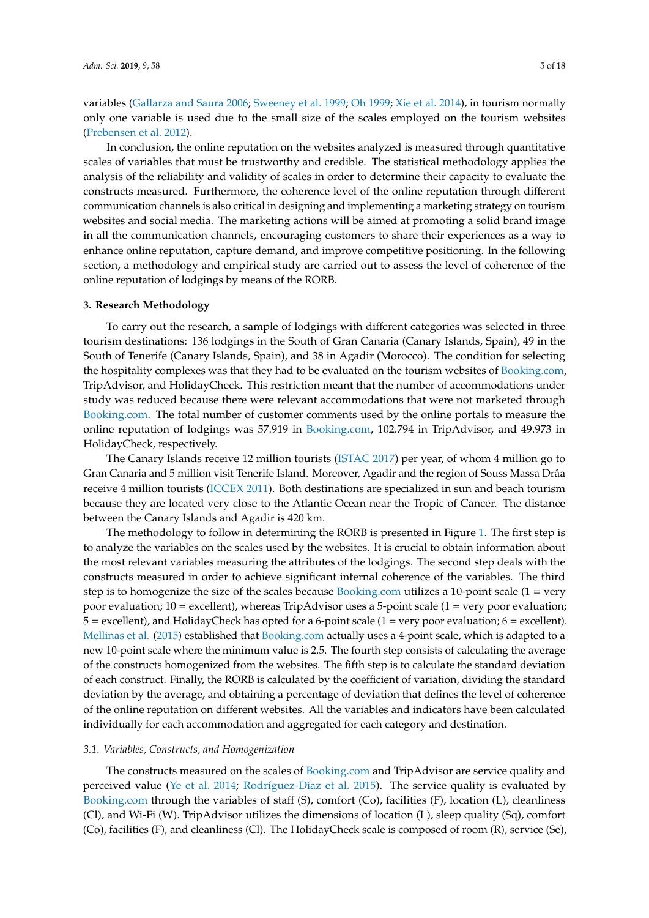variables (Gallarza and Saura 2006; Sweeney et al. 1999; Oh 1999; Xie et al. 2014), in tourism normally only one variable is used due to the small size of the scales employed on the tourism websites (Prebensen et al. 2012).

In conclusion, the online reputation on the websites analyzed is measured through quantitative scales of variables that must be trustworthy and credible. The statistical methodology applies the analysis of the reliability and validity of scales in order to determine their capacity to evaluate the constructs measured. Furthermore, the coherence level of the online reputation through different communication channels is also critical in designing and implementing a marketing strategy on tourism websites and social media. The marketing actions will be aimed at promoting a solid brand image in all the communication channels, encouraging customers to share their experiences as a way to enhance online reputation, capture demand, and improve competitive positioning. In the following section, a methodology and empirical study are carried out to assess the level of coherence of the online reputation of lodgings by means of the RORB.

### 3. Research Methodology

To carry out the research, a sample of lodgings with different categories was selected in three tourism destinations: 136 lodgings in the South of Gran Canaria (Canary Islands, Spain), 49 in the South of Tenerife (Canary Islands, Spain), and 38 in Agadir (Morocco). The condition for selecting the hospitality complexes was that they had to be evaluated on the tourism websites of Booking.com, TripAdvisor, and HolidayCheck. This restriction meant that the number of accommodations under study was reduced because there were relevant accommodations that were not marketed through Booking.com. The total number of customer comments used by the online portals to measure the online reputation of lodgings was 57.919 in Booking.com, 102.794 in TripAdvisor, and 49.973 in HolidayCheck, respectively.

The Canary Islands receive 12 million tourists (ISTAC 2017) per year, of whom 4 million go to Gran Canaria and 5 million visit Tenerife Island. Moreover, Agadir and the region of Souss Massa Drâa receive 4 million tourists (ICCEX 2011). Both destinations are specialized in sun and beach tourism because they are located very close to the Atlantic Ocean near the Tropic of Cancer. The distance between the Canary Islands and Agadir is 420 km.

The methodology to follow in determining the RORB is presented in Figure 1. The first step is to analyze the variables on the scales used by the websites. It is crucial to obtain information about the most relevant variables measuring the attributes of the lodgings. The second step deals with the constructs measured in order to achieve significant internal coherence of the variables. The third step is to homogenize the size of the scales because Booking.com utilizes a 10-point scale (1 = very poor evaluation; 10 = excellent), whereas TripAdvisor uses a 5-point scale (1 = very poor evaluation; 5 = excellent), and HolidayCheck has opted for a 6-point scale (1 = very poor evaluation; 6 = excellent). Mellinas et al. (2015) established that Booking.com actually uses a 4-point scale, which is adapted to a new 10-point scale where the minimum value is 2.5. The fourth step consists of calculating the average of the constructs homogenized from the websites. The fifth step is to calculate the standard deviation of each construct. Finally, the RORB is calculated by the coefficient of variation, dividing the standard deviation by the average, and obtaining a percentage of deviation that defines the level of coherence of the online reputation on different websites. All the variables and indicators have been calculated individually for each accommodation and aggregated for each category and destination.

#### *3.1. Variables, Constructs, and Homogenization*

The constructs measured on the scales of Booking.com and TripAdvisor are service quality and perceived value (Ye et al. 2014; Rodríguez-Díaz et al. 2015). The service quality is evaluated by Booking.com through the variables of staff (S), comfort (Co), facilities (F), location (L), cleanliness (Cl), and Wi-Fi (W). TripAdvisor utilizes the dimensions of location (L), sleep quality (Sq), comfort (Co), facilities (F), and cleanliness (Cl). The HolidayCheck scale is composed of room (R), service (Se),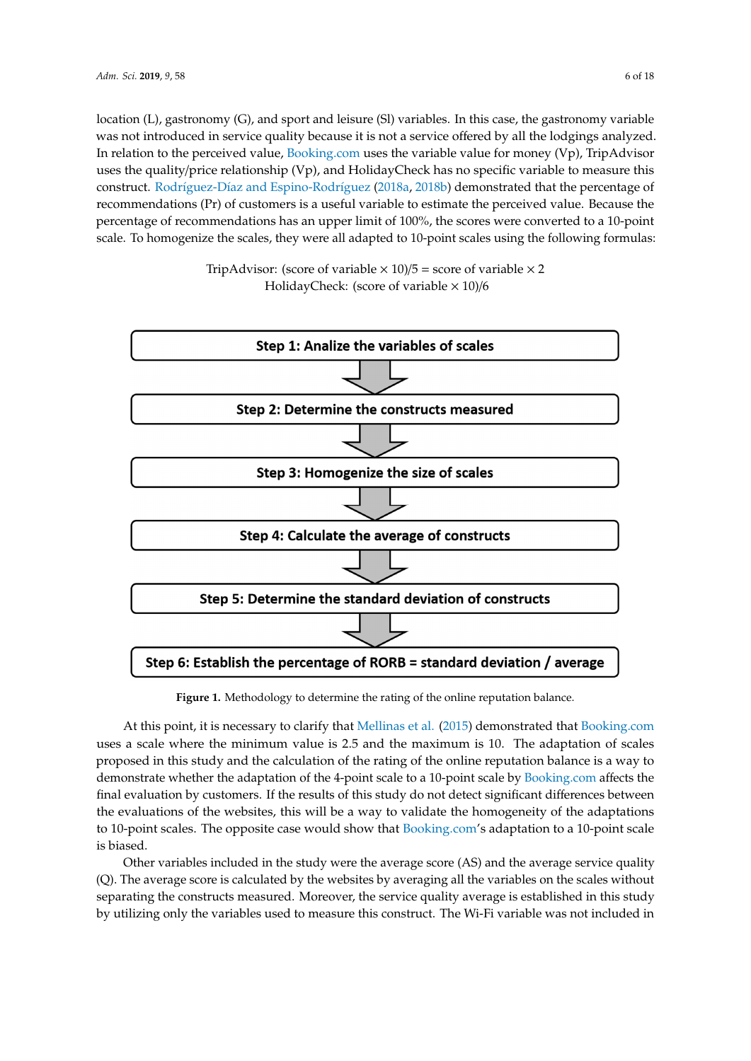location (L), gastronomy (G), and sport and leisure (Sl) variables. In this case, the gastronomy variable was not introduced in service quality because it is not a service offered by all the lodgings analyzed. In relation to the perceived value, Booking.com uses the variable value for money (Vp), TripAdvisor uses the quality/price relationship (Vp), and HolidayCheck has no specific variable to measure this construct. Rodríguez-Díaz and Espino-Rodríguez (2018a, 2018b) demonstrated that the percentage of recommendations (Pr) of customers is a useful variable to estimate the perceived value. Because the percentage of recommendations has an upper limit of 100%, the scores were converted to a 10-point scale. To homogenize the scales, they were all adapted to 10-point scales using the following formulas:

$$\text{TripAdvisor: (score of variable} \times 10)/5 = \text{score of variable} \times 2$$
$$\text{HolidayCheck: (score of variable} \times 10)/6$$

Step 1: Analize the variables of scales

Step 2: Determine the constructs measured

Step 3: Homogenize the size of scales

Step 4: Calculate the average of constructs

Step 5: Determine the standard deviation of constructs

Step 6: Establish the percentage of RORB = standard deviation / average

**Figure 1.** Methodology to determine the rating of the online reputation balance.

At this point, it is necessary to clarify that Mellinas et al. (2015) demonstrated that Booking.com uses a scale where the minimum value is 2.5 and the maximum is 10. The adaptation of scales proposed in this study and the calculation of the rating of the online reputation balance is a way to demonstrate whether the adaptation of the 4-point scale to a 10-point scale by Booking.com affects the final evaluation by customers. If the results of this study do not detect significant differences between the evaluations of the websites, this will be a way to validate the homogeneity of the adaptations to 10-point scales. The opposite case would show that Booking.com's adaptation to a 10-point scale is biased.

Other variables included in the study were the average score (AS) and the average service quality (Q). The average score is calculated by the websites by averaging all the variables on the scales without separating the constructs measured. Moreover, the service quality average is established in this study by utilizing only the variables used to measure this construct. The Wi-Fi variable was not included in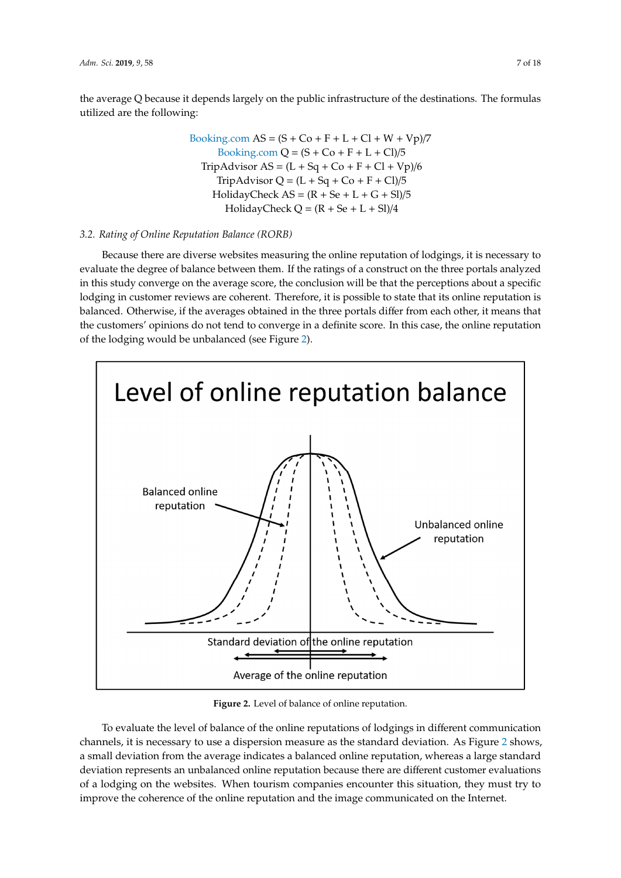the average Q because it depends largely on the public infrastructure of the destinations. The formulas utilized are the following:

$$\text{Booking.com AS} = (S + Co + F + L + Cl + W + Vp)/7$$
$$\text{Booking.com Q} = (S + Co + F + L + Cl)/5$$
$$\text{TripAdvisor AS} = (L + Sq + Co + F + Cl + Vp)/6$$
$$\text{TripAdvisor Q} = (L + Sq + Co + F + Cl)/5$$
$$\text{HolidayCheck AS} = (R + Se + L + G + Sl)/5$$
$$\text{HolidayCheck Q} = (R + Se + L + Sl)/4$$

### 3.2. *Rating of Online Reputation Balance (RORB)*

Because there are diverse websites measuring the online reputation of lodgings, it is necessary to evaluate the degree of balance between them. If the ratings of a construct on the three portals analyzed in this study converge on the average score, the conclusion will be that the perceptions about a specific lodging in customer reviews are coherent. Therefore, it is possible to state that its online reputation is balanced. Otherwise, if the averages obtained in the three portals differ from each other, it means that the customers' opinions do not tend to converge in a definite score. In this case, the online reputation of the lodging would be unbalanced (see Figure 2).

**Figure 2.** Level of balance of online reputation.

To evaluate the level of balance of the online reputations of lodgings in different communication channels, it is necessary to use a dispersion measure as the standard deviation. As Figure 2 shows, a small deviation from the average indicates a balanced online reputation, whereas a large standard deviation represents an unbalanced online reputation because there are different customer evaluations of a lodging on the websites. When tourism companies encounter this situation, they must try to improve the coherence of the online reputation and the image communicated on the Internet.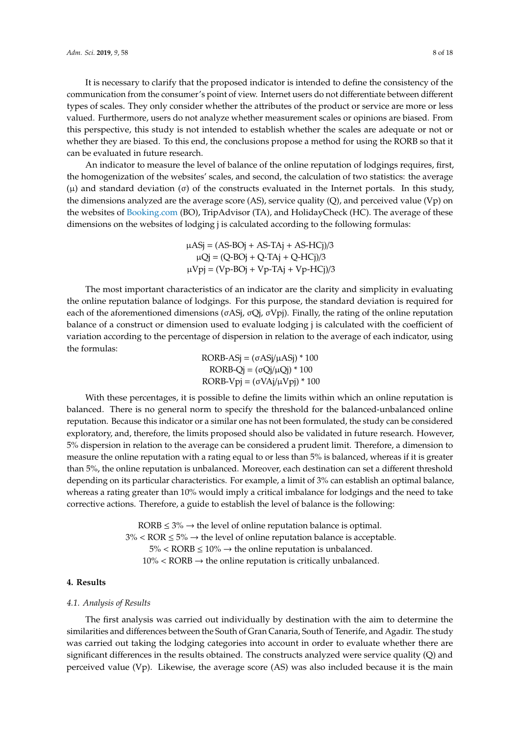It is necessary to clarify that the proposed indicator is intended to define the consistency of the communication from the consumer's point of view. Internet users do not differentiate between different types of scales. They only consider whether the attributes of the product or service are more or less valued. Furthermore, users do not analyze whether measurement scales or opinions are biased. From this perspective, this study is not intended to establish whether the scales are adequate or not or whether they are biased. To this end, the conclusions propose a method for using the RORB so that it can be evaluated in future research.

An indicator to measure the level of balance of the online reputation of lodgings requires, first, the homogenization of the websites' scales, and second, the calculation of two statistics: the average ($\mu$) and standard deviation ($\sigma$) of the constructs evaluated in the Internet portals. In this study, the dimensions analyzed are the average score (AS), service quality (Q), and perceived value (Vp) on the websites of Booking.com (BO), TripAdvisor (TA), and HolidayCheck (HC). The average of these dimensions on the websites of lodging j is calculated according to the following formulas:

$$\mu ASj = (AS\text{-}BOj + AS\text{-}TAj + AS\text{-}HCj)/3$$
$$\mu Qj = (Q\text{-}BOj + Q\text{-}TAj + Q\text{-}HCj)/3$$
$$\mu Vpj = (Vp\text{-}BOj + Vp\text{-}TAj + Vp\text{-}HCj)/3$$

The most important characteristics of an indicator are the clarity and simplicity in evaluating the online reputation balance of lodgings. For this purpose, the standard deviation is required for each of the aforementioned dimensions ($\sigma ASj$, $\sigma Qj$, $\sigma Vpj$). Finally, the rating of the online reputation balance of a construct or dimension used to evaluate lodging j is calculated with the coefficient of variation according to the percentage of dispersion in relation to the average of each indicator, using the formulas:

$$RORB\text{-}ASj = (\sigma ASj/\mu ASj) * 100$$
$$RORB\text{-}Qj = (\sigma Qj/\mu Qj) * 100$$
$$RORB\text{-}Vpj = (\sigma VAj/\mu Vpj) * 100$$

With these percentages, it is possible to define the limits within which an online reputation is balanced. There is no general norm to specify the threshold for the balanced-unbalanced online reputation. Because this indicator or a similar one has not been formulated, the study can be considered exploratory, and, therefore, the limits proposed should also be validated in future research. However, 5% dispersion in relation to the average can be considered a prudent limit. Therefore, a dimension to measure the online reputation with a rating equal to or less than 5% is balanced, whereas if it is greater than 5%, the online reputation is unbalanced. Moreover, each destination can set a different threshold depending on its particular characteristics. For example, a limit of 3% can establish an optimal balance, whereas a rating greater than 10% would imply a critical imbalance for lodgings and the need to take corrective actions. Therefore, a guide to establish the level of balance is the following:

RORB ≤ 3% → the level of online reputation balance is optimal.
3% < ROR ≤ 5% → the level of online reputation balance is acceptable.
5% < RORB ≤ 10% → the online reputation is unbalanced.
10% < RORB → the online reputation is critically unbalanced.

## 4. Results

### *4.1. Analysis of Results*

The first analysis was carried out individually by destination with the aim to determine the similarities and differences between the South of Gran Canaria, South of Tenerife, and Agadir. The study was carried out taking the lodging categories into account in order to evaluate whether there are significant differences in the results obtained. The constructs analyzed were service quality (Q) and perceived value (Vp). Likewise, the average score (AS) was also included because it is the main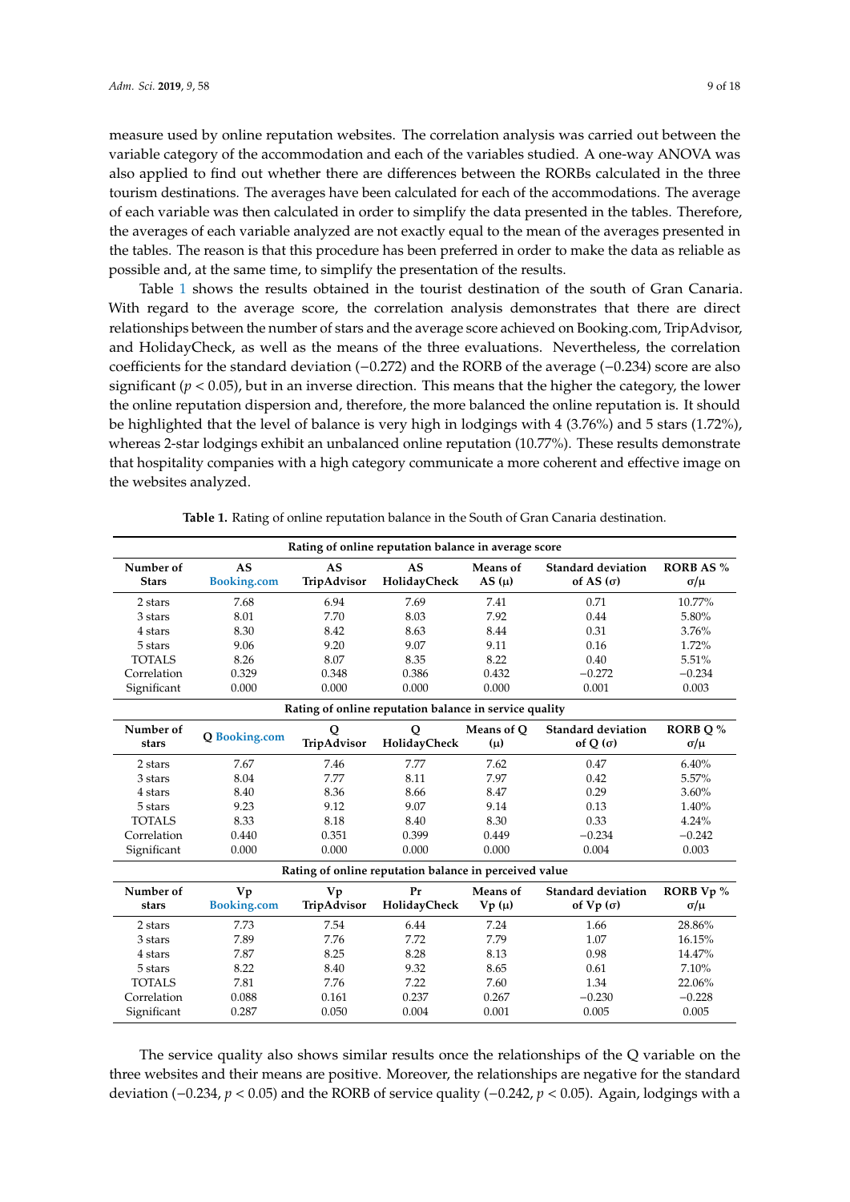measure used by online reputation websites. The correlation analysis was carried out between the variable category of the accommodation and each of the variables studied. A one-way ANOVA was also applied to find out whether there are differences between the RORBs calculated in the three tourism destinations. The averages have been calculated for each of the accommodations. The average of each variable was then calculated in order to simplify the data presented in the tables. Therefore, the averages of each variable analyzed are not exactly equal to the mean of the averages presented in the tables. The reason is that this procedure has been preferred in order to make the data as reliable as possible and, at the same time, to simplify the presentation of the results.

Table 1 shows the results obtained in the tourist destination of the south of Gran Canaria. With regard to the average score, the correlation analysis demonstrates that there are direct relationships between the number of stars and the average score achieved on Booking.com, TripAdvisor, and HolidayCheck, as well as the means of the three evaluations. Nevertheless, the correlation coefficients for the standard deviation (−0.272) and the RORB of the average (−0.234) score are also significant ($p < 0.05$), but in an inverse direction. This means that the higher the category, the lower the online reputation dispersion and, therefore, the more balanced the online reputation is. It should be highlighted that the level of balance is very high in lodgings with 4 (3.76%) and 5 stars (1.72%), whereas 2-star lodgings exhibit an unbalanced online reputation (10.77%). These results demonstrate that hospitality companies with a high category communicate a more coherent and effective image on the websites analyzed.

**Table 1.** Rating of online reputation balance in the South of Gran Canaria destination.

| Rating of online reputation balance in average score | | | | | | |
|---|---|---|---|---|---|---|
| **Number of Stars** | **AS Booking.com** | **AS TripAdvisor** | **AS HolidayCheck** | **Means of AS (μ)** | **Standard deviation of AS (σ)** | **RORB AS % σ/μ** |
| 2 stars | 7.68 | 6.94 | 7.69 | 7.41 | 0.71 | 10.77% |
| 3 stars | 8.01 | 7.70 | 8.03 | 7.92 | 0.44 | 5.80% |
| 4 stars | 8.30 | 8.42 | 8.63 | 8.44 | 0.31 | 3.76% |
| 5 stars | 9.06 | 9.20 | 9.07 | 9.11 | 0.16 | 1.72% |
| TOTALS | 8.26 | 8.07 | 8.35 | 8.22 | 0.40 | 5.51% |
| Correlation | 0.329 | 0.348 | 0.386 | 0.432 | −0.272 | −0.234 |
| Significant | 0.000 | 0.000 | 0.000 | 0.000 | 0.001 | 0.003 |
| **Rating of online reputation balance in service quality** | | | | | | |
| **Number of stars** | **Q Booking.com** | **Q TripAdvisor** | **Q HolidayCheck** | **Means of Q (μ)** | **Standard deviation of Q (σ)** | **RORB Q % σ/μ** |
| 2 stars | 7.67 | 7.46 | 7.77 | 7.62 | 0.47 | 6.40% |
| 3 stars | 8.04 | 7.77 | 8.11 | 7.97 | 0.42 | 5.57% |
| 4 stars | 8.40 | 8.36 | 8.66 | 8.47 | 0.29 | 3.60% |
| 5 stars | 9.23 | 9.12 | 9.07 | 9.14 | 0.13 | 1.40% |
| TOTALS | 8.33 | 8.18 | 8.40 | 8.30 | 0.33 | 4.24% |
| Correlation | 0.440 | 0.351 | 0.399 | 0.449 | −0.234 | −0.242 |
| Significant | 0.000 | 0.000 | 0.000 | 0.000 | 0.004 | 0.003 |
| **Rating of online reputation balance in perceived value** | | | | | | |
| **Number of stars** | **Vp Booking.com** | **Vp TripAdvisor** | **Pr HolidayCheck** | **Means of Vp (μ)** | **Standard deviation of Vp (σ)** | **RORB Vp % σ/μ** |
| 2 stars | 7.73 | 7.54 | 6.44 | 7.24 | 1.66 | 28.86% |
| 3 stars | 7.89 | 7.76 | 7.72 | 7.79 | 1.07 | 16.15% |
| 4 stars | 7.87 | 8.25 | 8.28 | 8.13 | 0.98 | 14.47% |
| 5 stars | 8.22 | 8.40 | 9.32 | 8.65 | 0.61 | 7.10% |
| TOTALS | 7.81 | 7.76 | 7.22 | 7.60 | 1.34 | 22.06% |
| Correlation | 0.088 | 0.161 | 0.237 | 0.267 | −0.230 | −0.228 |
| Significant | 0.287 | 0.050 | 0.004 | 0.001 | 0.005 | 0.005 |

The service quality also shows similar results once the relationships of the Q variable on the three websites and their means are positive. Moreover, the relationships are negative for the standard deviation (−0.234, $p < 0.05$) and the RORB of service quality (−0.242, $p < 0.05$). Again, lodgings with a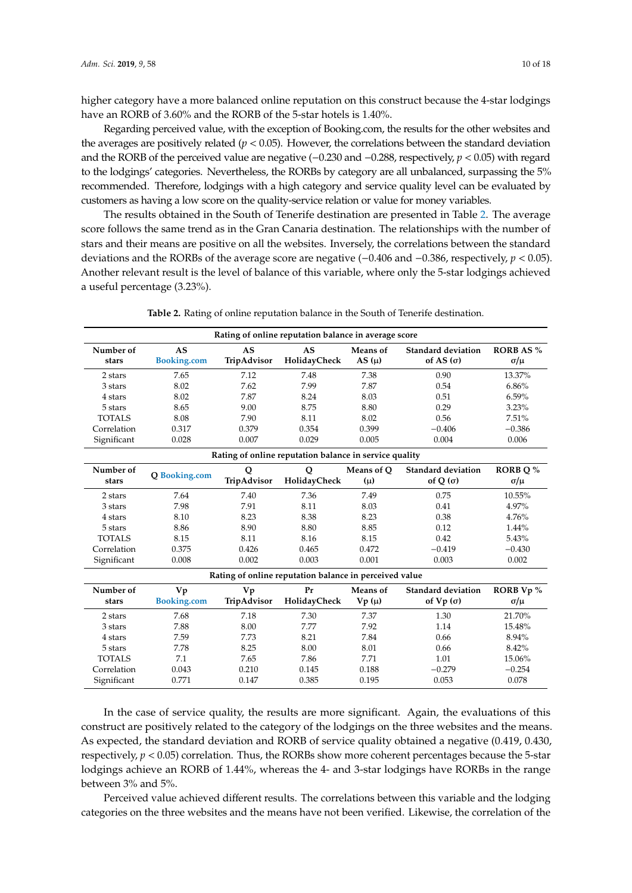higher category have a more balanced online reputation on this construct because the 4-star lodgings have an RORB of 3.60% and the RORB of the 5-star hotels is 1.40%.

Regarding perceived value, with the exception of Booking.com, the results for the other websites and the averages are positively related ($p < 0.05$). However, the correlations between the standard deviation and the RORB of the perceived value are negative (−0.230 and −0.288, respectively, $p < 0.05$) with regard to the lodgings' categories. Nevertheless, the RORBs by category are all unbalanced, surpassing the 5% recommended. Therefore, lodgings with a high category and service quality level can be evaluated by customers as having a low score on the quality-service relation or value for money variables.

The results obtained in the South of Tenerife destination are presented in Table 2. The average score follows the same trend as in the Gran Canaria destination. The relationships with the number of stars and their means are positive on all the websites. Inversely, the correlations between the standard deviations and the RORBs of the average score are negative (−0.406 and −0.386, respectively, $p < 0.05$). Another relevant result is the level of balance of this variable, where only the 5-star lodgings achieved a useful percentage (3.23%).

**Table 2.** Rating of online reputation balance in the South of Tenerife destination.

| Rating of online reputation balance in average score | | | | | | |
|---|---|---|---|---|---|---|
| Number of stars | AS Booking.com | AS TripAdvisor | AS HolidayCheck | Means of AS (μ) | Standard deviation of AS (σ) | RORB AS % σ/μ |
| 2 stars | 7.65 | 7.12 | 7.48 | 7.38 | 0.90 | 13.37% |
| 3 stars | 8.02 | 7.62 | 7.99 | 7.87 | 0.54 | 6.86% |
| 4 stars | 8.02 | 7.87 | 8.24 | 8.03 | 0.51 | 6.59% |
| 5 stars | 8.65 | 9.00 | 8.75 | 8.80 | 0.29 | 3.23% |
| TOTALS | 8.08 | 7.90 | 8.11 | 8.02 | 0.56 | 7.51% |
| Correlation | 0.317 | 0.379 | 0.354 | 0.399 | −0.406 | −0.386 |
| Significant | 0.028 | 0.007 | 0.029 | 0.005 | 0.004 | 0.006 |
| **Rating of online reputation balance in service quality** | | | | | | |
| Number of stars | Q Booking.com | Q TripAdvisor | Q HolidayCheck | Means of Q (μ) | Standard deviation of Q (σ) | RORB Q % σ/μ |
| 2 stars | 7.64 | 7.40 | 7.36 | 7.49 | 0.75 | 10.55% |
| 3 stars | 7.98 | 7.91 | 8.11 | 8.03 | 0.41 | 4.97% |
| 4 stars | 8.10 | 8.23 | 8.38 | 8.23 | 0.38 | 4.76% |
| 5 stars | 8.86 | 8.90 | 8.80 | 8.85 | 0.12 | 1.44% |
| TOTALS | 8.15 | 8.11 | 8.16 | 8.15 | 0.42 | 5.43% |
| Correlation | 0.375 | 0.426 | 0.465 | 0.472 | −0.419 | −0.430 |
| Significant | 0.008 | 0.002 | 0.003 | 0.001 | 0.003 | 0.002 |
| **Rating of online reputation balance in perceived value** | | | | | | |
| Number of stars | Vp Booking.com | Vp TripAdvisor | Pr HolidayCheck | Means of Vp (μ) | Standard deviation of Vp (σ) | RORB Vp % σ/μ |
| 2 stars | 7.68 | 7.18 | 7.30 | 7.37 | 1.30 | 21.70% |
| 3 stars | 7.88 | 8.00 | 7.77 | 7.92 | 1.14 | 15.48% |
| 4 stars | 7.59 | 7.73 | 8.21 | 7.84 | 0.66 | 8.94% |
| 5 stars | 7.78 | 8.25 | 8.00 | 8.01 | 0.66 | 8.42% |
| TOTALS | 7.1 | 7.65 | 7.86 | 7.71 | 1.01 | 15.06% |
| Correlation | 0.043 | 0.210 | 0.145 | 0.188 | −0.279 | −0.254 |
| Significant | 0.771 | 0.147 | 0.385 | 0.195 | 0.053 | 0.078 |

In the case of service quality, the results are more significant. Again, the evaluations of this construct are positively related to the category of the lodgings on the three websites and the means. As expected, the standard deviation and RORB of service quality obtained a negative (0.419, 0.430, respectively, $p < 0.05$) correlation. Thus, the RORBs show more coherent percentages because the 5-star lodgings achieve an RORB of 1.44%, whereas the 4- and 3-star lodgings have RORBs in the range between 3% and 5%.

Perceived value achieved different results. The correlations between this variable and the lodging categories on the three websites and the means have not been verified. Likewise, the correlation of the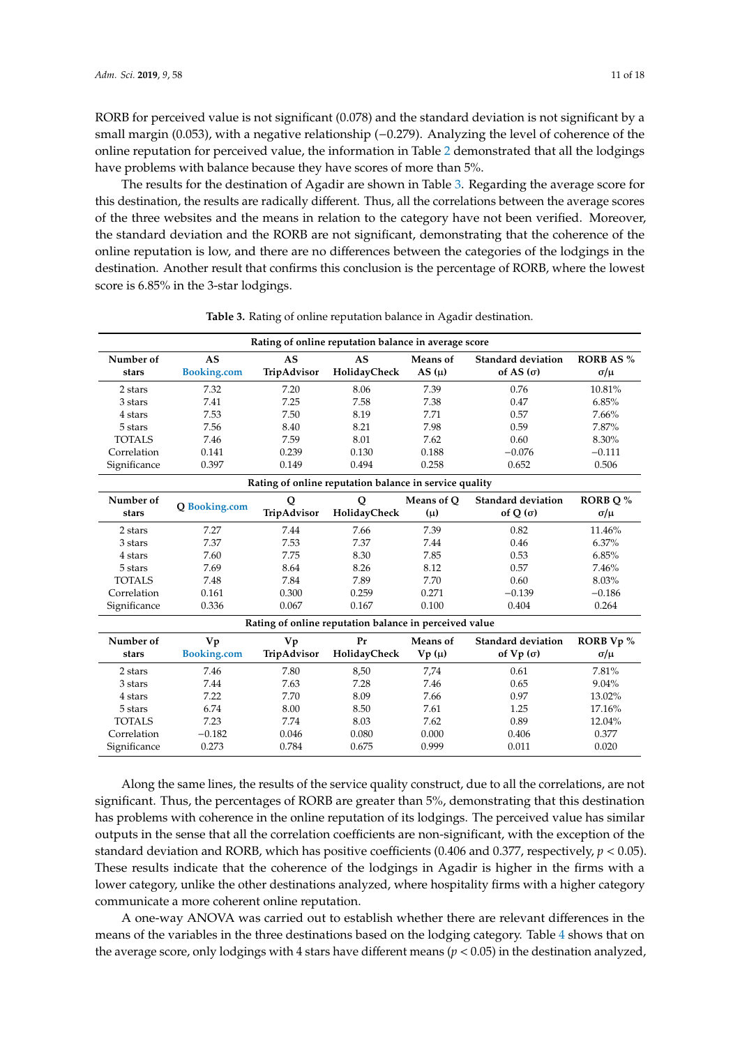RORB for perceived value is not significant (0.078) and the standard deviation is not significant by a small margin (0.053), with a negative relationship (−0.279). Analyzing the level of coherence of the online reputation for perceived value, the information in Table 2 demonstrated that all the lodgings have problems with balance because they have scores of more than 5%.

The results for the destination of Agadir are shown in Table 3. Regarding the average score for this destination, the results are radically different. Thus, all the correlations between the average scores of the three websites and the means in relation to the category have not been verified. Moreover, the standard deviation and the RORB are not significant, demonstrating that the coherence of the online reputation is low, and there are no differences between the categories of the lodgings in the destination. Another result that confirms this conclusion is the percentage of RORB, where the lowest score is 6.85% in the 3-star lodgings.

**Table 3.** Rating of online reputation balance in Agadir destination.

| Rating of online reputation balance in average score | | | | | | |
|---|---|---|---|---|---|---|
| **Number of stars** | **AS Booking.com** | **AS TripAdvisor** | **AS HolidayCheck** | **Means of AS (μ)** | **Standard deviation of AS (σ)** | **RORB AS % σ/μ** |
| 2 stars | 7.32 | 7.20 | 8.06 | 7.39 | 0.76 | 10.81% |
| 3 stars | 7.41 | 7.25 | 7.58 | 7.38 | 0.47 | 6.85% |
| 4 stars | 7.53 | 7.50 | 8.19 | 7.71 | 0.57 | 7.66% |
| 5 stars | 7.56 | 8.40 | 8.21 | 7.98 | 0.59 | 7.87% |
| TOTALS | 7.46 | 7.59 | 8.01 | 7.62 | 0.60 | 8.30% |
| Correlation | 0.141 | 0.239 | 0.130 | 0.188 | −0.076 | −0.111 |
| Significance | 0.397 | 0.149 | 0.494 | 0.258 | 0.652 | 0.506 |
| **Rating of online reputation balance in service quality** | | | | | | |
| **Number of stars** | **Q Booking.com** | **Q TripAdvisor** | **Q HolidayCheck** | **Means of Q (μ)** | **Standard deviation of Q (σ)** | **RORB Q % σ/μ** |
| 2 stars | 7.27 | 7.44 | 7.66 | 7.39 | 0.82 | 11.46% |
| 3 stars | 7.37 | 7.53 | 7.37 | 7.44 | 0.46 | 6.37% |
| 4 stars | 7.60 | 7.75 | 8.30 | 7.85 | 0.53 | 6.85% |
| 5 stars | 7.69 | 8.64 | 8.26 | 8.12 | 0.57 | 7.46% |
| TOTALS | 7.48 | 7.84 | 7.89 | 7.70 | 0.60 | 8.03% |
| Correlation | 0.161 | 0.300 | 0.259 | 0.271 | −0.139 | −0.186 |
| Significance | 0.336 | 0.067 | 0.167 | 0.100 | 0.404 | 0.264 |
| **Rating of online reputation balance in perceived value** | | | | | | |
| **Number of stars** | **Vp Booking.com** | **Vp TripAdvisor** | **Pr HolidayCheck** | **Means of Vp (μ)** | **Standard deviation of Vp (σ)** | **RORB Vp % σ/μ** |
| 2 stars | 7.46 | 7.80 | 8,50 | 7,74 | 0.61 | 7.81% |
| 3 stars | 7.44 | 7.63 | 7.28 | 7.46 | 0.65 | 9.04% |
| 4 stars | 7.22 | 7.70 | 8.09 | 7.66 | 0.97 | 13.02% |
| 5 stars | 6.74 | 8.00 | 8.50 | 7.61 | 1.25 | 17.16% |
| TOTALS | 7.23 | 7.74 | 8.03 | 7.62 | 0.89 | 12.04% |
| Correlation | −0.182 | 0.046 | 0.080 | 0.000 | 0.406 | 0.377 |
| Significance | 0.273 | 0.784 | 0.675 | 0.999 | 0.011 | 0.020 |

Along the same lines, the results of the service quality construct, due to all the correlations, are not significant. Thus, the percentages of RORB are greater than 5%, demonstrating that this destination has problems with coherence in the online reputation of its lodgings. The perceived value has similar outputs in the sense that all the correlation coefficients are non-significant, with the exception of the standard deviation and RORB, which has positive coefficients (0.406 and 0.377, respectively, $p < 0.05$). These results indicate that the coherence of the lodgings in Agadir is higher in the firms with a lower category, unlike the other destinations analyzed, where hospitality firms with a higher category communicate a more coherent online reputation.

A one-way ANOVA was carried out to establish whether there are relevant differences in the means of the variables in the three destinations based on the lodging category. Table 4 shows that on the average score, only lodgings with 4 stars have different means ($p < 0.05$) in the destination analyzed,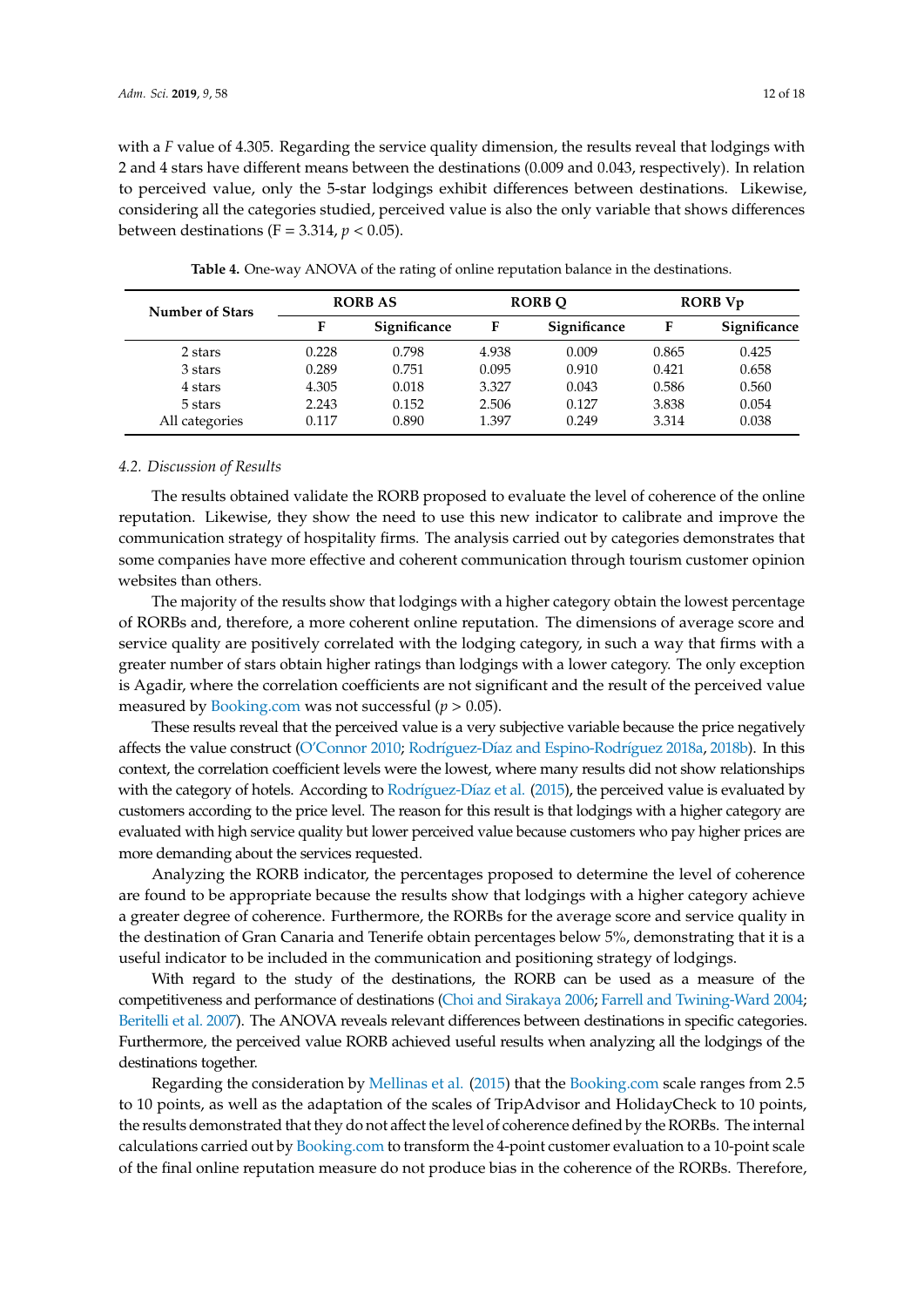with a $F$ value of 4.305. Regarding the service quality dimension, the results reveal that lodgings with 2 and 4 stars have different means between the destinations (0.009 and 0.043, respectively). In relation to perceived value, only the 5-star lodgings exhibit differences between destinations. Likewise, considering all the categories studied, perceived value is also the only variable that shows differences between destinations ($F = 3.314$, $p < 0.05$).

**Table 4.** One-way ANOVA of the rating of online reputation balance in the destinations.

| Number of Stars | RORB AS | | RORB Q | | RORB Vp | |
|---|---|---|---|---|---|---|
| | F | Significance | F | Significance | F | Significance |
| 2 stars | 0.228 | 0.798 | 4.938 | 0.009 | 0.865 | 0.425 |
| 3 stars | 0.289 | 0.751 | 0.095 | 0.910 | 0.421 | 0.658 |
| 4 stars | 4.305 | 0.018 | 3.327 | 0.043 | 0.586 | 0.560 |
| 5 stars | 2.243 | 0.152 | 2.506 | 0.127 | 3.838 | 0.054 |
| All categories | 0.117 | 0.890 | 1.397 | 0.249 | 3.314 | 0.038 |

### *4.2. Discussion of Results*

The results obtained validate the RORB proposed to evaluate the level of coherence of the online reputation. Likewise, they show the need to use this new indicator to calibrate and improve the communication strategy of hospitality firms. The analysis carried out by categories demonstrates that some companies have more effective and coherent communication through tourism customer opinion websites than others.

The majority of the results show that lodgings with a higher category obtain the lowest percentage of RORBs and, therefore, a more coherent online reputation. The dimensions of average score and service quality are positively correlated with the lodging category, in such a way that firms with a greater number of stars obtain higher ratings than lodgings with a lower category. The only exception is Agadir, where the correlation coefficients are not significant and the result of the perceived value measured by Booking.com was not successful ($p > 0.05$).

These results reveal that the perceived value is a very subjective variable because the price negatively affects the value construct (O'Connor 2010; Rodríguez-Díaz and Espino-Rodríguez 2018a, 2018b). In this context, the correlation coefficient levels were the lowest, where many results did not show relationships with the category of hotels. According to Rodríguez-Díaz et al. (2015), the perceived value is evaluated by customers according to the price level. The reason for this result is that lodgings with a higher category are evaluated with high service quality but lower perceived value because customers who pay higher prices are more demanding about the services requested.

Analyzing the RORB indicator, the percentages proposed to determine the level of coherence are found to be appropriate because the results show that lodgings with a higher category achieve a greater degree of coherence. Furthermore, the RORBs for the average score and service quality in the destination of Gran Canaria and Tenerife obtain percentages below 5%, demonstrating that it is a useful indicator to be included in the communication and positioning strategy of lodgings.

With regard to the study of the destinations, the RORB can be used as a measure of the competitiveness and performance of destinations (Choi and Sirakaya 2006; Farrell and Twining-Ward 2004; Beritelli et al. 2007). The ANOVA reveals relevant differences between destinations in specific categories. Furthermore, the perceived value RORB achieved useful results when analyzing all the lodgings of the destinations together.

Regarding the consideration by Mellinas et al. (2015) that the Booking.com scale ranges from 2.5 to 10 points, as well as the adaptation of the scales of TripAdvisor and HolidayCheck to 10 points, the results demonstrated that they do not affect the level of coherence defined by the RORBs. The internal calculations carried out by Booking.com to transform the 4-point customer evaluation to a 10-point scale of the final online reputation measure do not produce bias in the coherence of the RORBs. Therefore,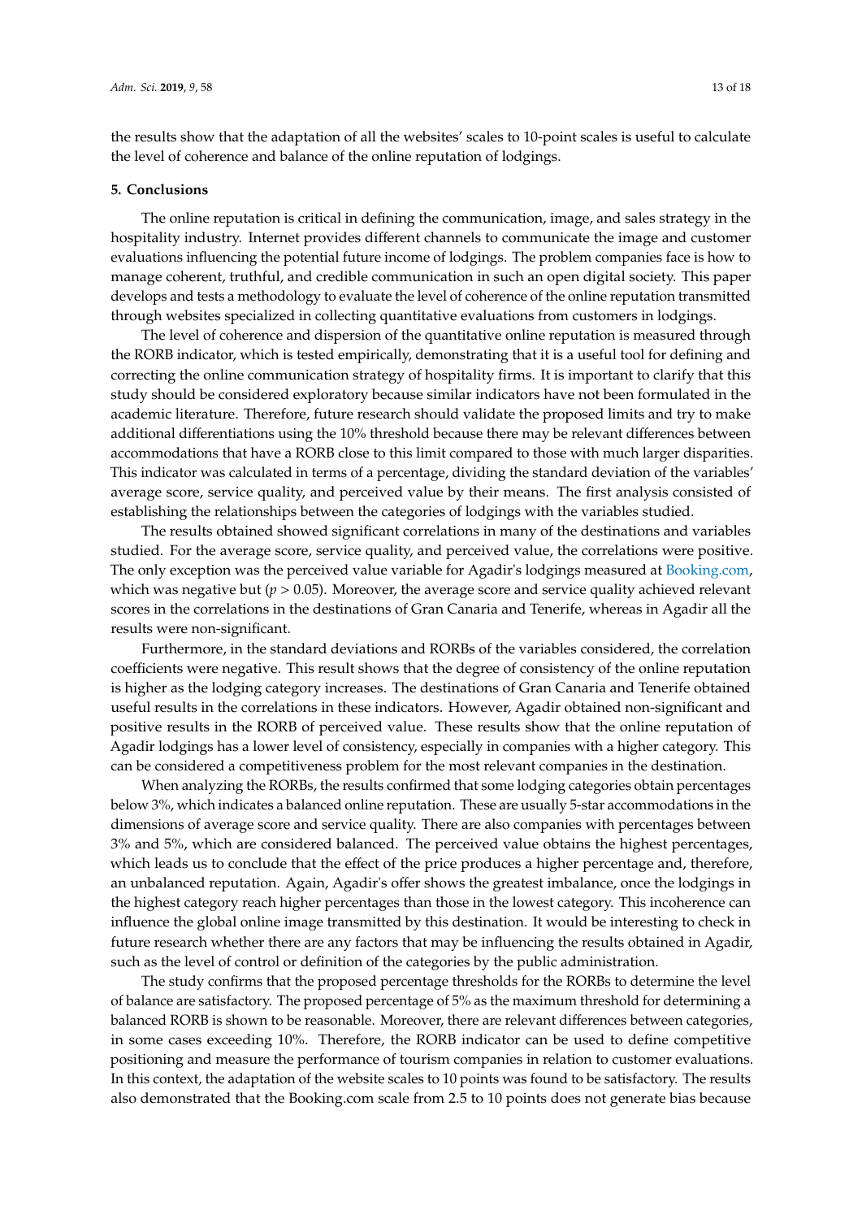the results show that the adaptation of all the websites' scales to 10-point scales is useful to calculate the level of coherence and balance of the online reputation of lodgings.

## 5. Conclusions

The online reputation is critical in defining the communication, image, and sales strategy in the hospitality industry. Internet provides different channels to communicate the image and customer evaluations influencing the potential future income of lodgings. The problem companies face is how to manage coherent, truthful, and credible communication in such an open digital society. This paper develops and tests a methodology to evaluate the level of coherence of the online reputation transmitted through websites specialized in collecting quantitative evaluations from customers in lodgings.

The level of coherence and dispersion of the quantitative online reputation is measured through the RORB indicator, which is tested empirically, demonstrating that it is a useful tool for defining and correcting the online communication strategy of hospitality firms. It is important to clarify that this study should be considered exploratory because similar indicators have not been formulated in the academic literature. Therefore, future research should validate the proposed limits and try to make additional differentiations using the 10% threshold because there may be relevant differences between accommodations that have a RORB close to this limit compared to those with much larger disparities. This indicator was calculated in terms of a percentage, dividing the standard deviation of the variables' average score, service quality, and perceived value by their means. The first analysis consisted of establishing the relationships between the categories of lodgings with the variables studied.

The results obtained showed significant correlations in many of the destinations and variables studied. For the average score, service quality, and perceived value, the correlations were positive. The only exception was the perceived value variable for Agadir's lodgings measured at Booking.com, which was negative but ($p > 0.05$). Moreover, the average score and service quality achieved relevant scores in the correlations in the destinations of Gran Canaria and Tenerife, whereas in Agadir all the results were non-significant.

Furthermore, in the standard deviations and RORBs of the variables considered, the correlation coefficients were negative. This result shows that the degree of consistency of the online reputation is higher as the lodging category increases. The destinations of Gran Canaria and Tenerife obtained useful results in the correlations in these indicators. However, Agadir obtained non-significant and positive results in the RORB of perceived value. These results show that the online reputation of Agadir lodgings has a lower level of consistency, especially in companies with a higher category. This can be considered a competitiveness problem for the most relevant companies in the destination.

When analyzing the RORBs, the results confirmed that some lodging categories obtain percentages below 3%, which indicates a balanced online reputation. These are usually 5-star accommodations in the dimensions of average score and service quality. There are also companies with percentages between 3% and 5%, which are considered balanced. The perceived value obtains the highest percentages, which leads us to conclude that the effect of the price produces a higher percentage and, therefore, an unbalanced reputation. Again, Agadir's offer shows the greatest imbalance, once the lodgings in the highest category reach higher percentages than those in the lowest category. This incoherence can influence the global online image transmitted by this destination. It would be interesting to check in future research whether there are any factors that may be influencing the results obtained in Agadir, such as the level of control or definition of the categories by the public administration.

The study confirms that the proposed percentage thresholds for the RORBs to determine the level of balance are satisfactory. The proposed percentage of 5% as the maximum threshold for determining a balanced RORB is shown to be reasonable. Moreover, there are relevant differences between categories, in some cases exceeding 10%. Therefore, the RORB indicator can be used to define competitive positioning and measure the performance of tourism companies in relation to customer evaluations. In this context, the adaptation of the website scales to 10 points was found to be satisfactory. The results also demonstrated that the Booking.com scale from 2.5 to 10 points does not generate bias because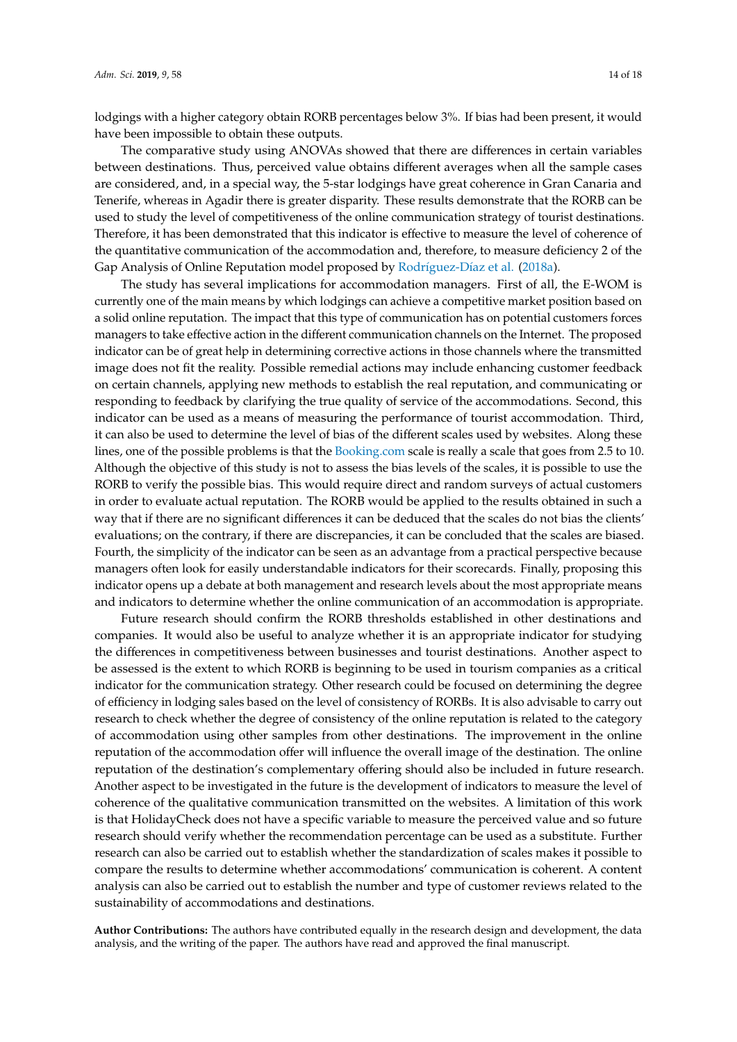lodgings with a higher category obtain RORB percentages below 3%. If bias had been present, it would have been impossible to obtain these outputs.

The comparative study using ANOVAs showed that there are differences in certain variables between destinations. Thus, perceived value obtains different averages when all the sample cases are considered, and, in a special way, the 5-star lodgings have great coherence in Gran Canaria and Tenerife, whereas in Agadir there is greater disparity. These results demonstrate that the RORB can be used to study the level of competitiveness of the online communication strategy of tourist destinations. Therefore, it has been demonstrated that this indicator is effective to measure the level of coherence of the quantitative communication of the accommodation and, therefore, to measure deficiency 2 of the Gap Analysis of Online Reputation model proposed by Rodríguez-Díaz et al. (2018a).

The study has several implications for accommodation managers. First of all, the E-WOM is currently one of the main means by which lodgings can achieve a competitive market position based on a solid online reputation. The impact that this type of communication has on potential customers forces managers to take effective action in the different communication channels on the Internet. The proposed indicator can be of great help in determining corrective actions in those channels where the transmitted image does not fit the reality. Possible remedial actions may include enhancing customer feedback on certain channels, applying new methods to establish the real reputation, and communicating or responding to feedback by clarifying the true quality of service of the accommodations. Second, this indicator can be used as a means of measuring the performance of tourist accommodation. Third, it can also be used to determine the level of bias of the different scales used by websites. Along these lines, one of the possible problems is that the Booking.com scale is really a scale that goes from 2.5 to 10. Although the objective of this study is not to assess the bias levels of the scales, it is possible to use the RORB to verify the possible bias. This would require direct and random surveys of actual customers in order to evaluate actual reputation. The RORB would be applied to the results obtained in such a way that if there are no significant differences it can be deduced that the scales do not bias the clients' evaluations; on the contrary, if there are discrepancies, it can be concluded that the scales are biased. Fourth, the simplicity of the indicator can be seen as an advantage from a practical perspective because managers often look for easily understandable indicators for their scorecards. Finally, proposing this indicator opens up a debate at both management and research levels about the most appropriate means and indicators to determine whether the online communication of an accommodation is appropriate.

Future research should confirm the RORB thresholds established in other destinations and companies. It would also be useful to analyze whether it is an appropriate indicator for studying the differences in competitiveness between businesses and tourist destinations. Another aspect to be assessed is the extent to which RORB is beginning to be used in tourism companies as a critical indicator for the communication strategy. Other research could be focused on determining the degree of efficiency in lodging sales based on the level of consistency of RORBs. It is also advisable to carry out research to check whether the degree of consistency of the online reputation is related to the category of accommodation using other samples from other destinations. The improvement in the online reputation of the accommodation offer will influence the overall image of the destination. The online reputation of the destination's complementary offering should also be included in future research. Another aspect to be investigated in the future is the development of indicators to measure the level of coherence of the qualitative communication transmitted on the websites. A limitation of this work is that HolidayCheck does not have a specific variable to measure the perceived value and so future research should verify whether the recommendation percentage can be used as a substitute. Further research can also be carried out to establish whether the standardization of scales makes it possible to compare the results to determine whether accommodations' communication is coherent. A content analysis can also be carried out to establish the number and type of customer reviews related to the sustainability of accommodations and destinations.

**Author Contributions:** The authors have contributed equally in the research design and development, the data analysis, and the writing of the paper. The authors have read and approved the final manuscript.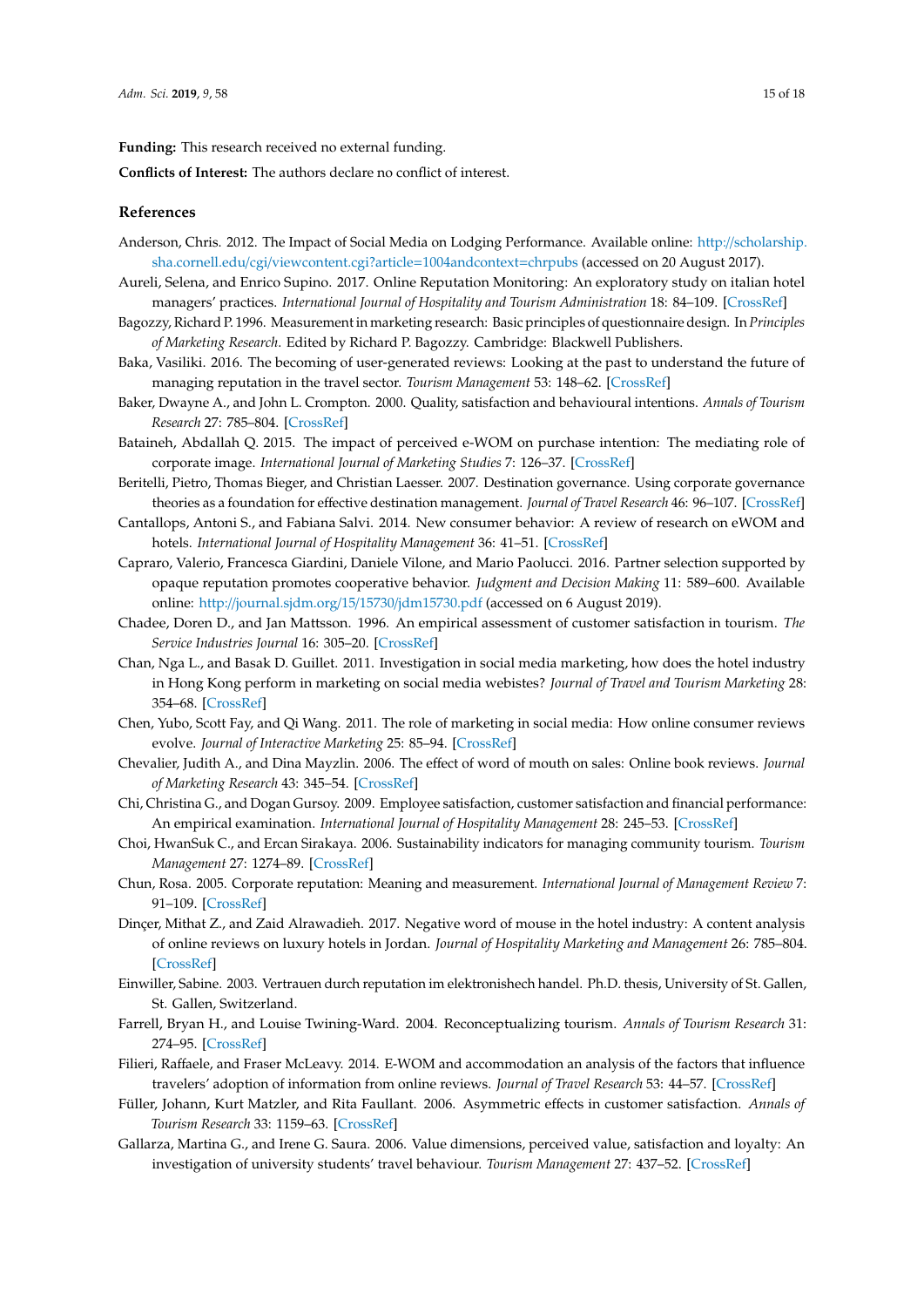**Funding:** This research received no external funding.

**Conflicts of Interest:** The authors declare no conflict of interest.

## References

Anderson, Chris. 2012. The Impact of Social Media on Lodging Performance. Available online: http://scholarship.sha.cornell.edu/cgi/viewcontent.cgi?article=1004andcontext=chrpubs (accessed on 20 August 2017).

Aureli, Selena, and Enrico Supino. 2017. Online Reputation Monitoring: An exploratory study on italian hotel managers' practices. *International Journal of Hospitality and Tourism Administration* 18: 84–109. [CrossRef]

Bagozzy, Richard P. 1996. Measurement in marketing research: Basic principles of questionnaire design. In *Principles of Marketing Research*. Edited by Richard P. Bagozzy. Cambridge: Blackwell Publishers.

Baka, Vasiliki. 2016. The becoming of user-generated reviews: Looking at the past to understand the future of managing reputation in the travel sector. *Tourism Management* 53: 148–62. [CrossRef]

Baker, Dwayne A., and John L. Crompton. 2000. Quality, satisfaction and behavioural intentions. *Annals of Tourism Research* 27: 785–804. [CrossRef]

Bataineh, Abdallah Q. 2015. The impact of perceived e-WOM on purchase intention: The mediating role of corporate image. *International Journal of Marketing Studies* 7: 126–37. [CrossRef]

Beritelli, Pietro, Thomas Bieger, and Christian Laesser. 2007. Destination governance. Using corporate governance theories as a foundation for effective destination management. *Journal of Travel Research* 46: 96–107. [CrossRef]

Cantallops, Antoni S., and Fabiana Salvi. 2014. New consumer behavior: A review of research on eWOM and hotels. *International Journal of Hospitality Management* 36: 41–51. [CrossRef]

Capraro, Valerio, Francesca Giardini, Daniele Vilone, and Mario Paolucci. 2016. Partner selection supported by opaque reputation promotes cooperative behavior. *Judgment and Decision Making* 11: 589–600. Available online: http://journal.sjdm.org/15/15730/jdm15730.pdf (accessed on 6 August 2019).

Chadee, Doren D., and Jan Mattsson. 1996. An empirical assessment of customer satisfaction in tourism. *The Service Industries Journal* 16: 305–20. [CrossRef]

Chan, Nga L., and Basak D. Guillet. 2011. Investigation in social media marketing, how does the hotel industry in Hong Kong perform in marketing on social media webistes? *Journal of Travel and Tourism Marketing* 28: 354–68. [CrossRef]

Chen, Yubo, Scott Fay, and Qi Wang. 2011. The role of marketing in social media: How online consumer reviews evolve. *Journal of Interactive Marketing* 25: 85–94. [CrossRef]

Chevalier, Judith A., and Dina Mayzlin. 2006. The effect of word of mouth on sales: Online book reviews. *Journal of Marketing Research* 43: 345–54. [CrossRef]

Chi, Christina G., and Dogan Gursoy. 2009. Employee satisfaction, customer satisfaction and financial performance: An empirical examination. *International Journal of Hospitality Management* 28: 245–53. [CrossRef]

Choi, HwanSuk C., and Ercan Sirakaya. 2006. Sustainability indicators for managing community tourism. *Tourism Management* 27: 1274–89. [CrossRef]

Chun, Rosa. 2005. Corporate reputation: Meaning and measurement. *International Journal of Management Review* 7: 91–109. [CrossRef]

Dinçer, Mithat Z., and Zaid Alrawadieh. 2017. Negative word of mouse in the hotel industry: A content analysis of online reviews on luxury hotels in Jordan. *Journal of Hospitality Marketing and Management* 26: 785–804. [CrossRef]

Einwiller, Sabine. 2003. Vertrauen durch reputation im elektronishech handel. Ph.D. thesis, University of St. Gallen, St. Gallen, Switzerland.

Farrell, Bryan H., and Louise Twining-Ward. 2004. Reconceptualizing tourism. *Annals of Tourism Research* 31: 274–95. [CrossRef]

Filieri, Raffaele, and Fraser McLeavy. 2014. E-WOM and accommodation an analysis of the factors that influence travelers' adoption of information from online reviews. *Journal of Travel Research* 53: 44–57. [CrossRef]

Füller, Johann, Kurt Matzler, and Rita Faullant. 2006. Asymmetric effects in customer satisfaction. *Annals of Tourism Research* 33: 1159–63. [CrossRef]

Gallarza, Martina G., and Irene G. Saura. 2006. Value dimensions, perceived value, satisfaction and loyalty: An investigation of university students' travel behaviour. *Tourism Management* 27: 437–52. [CrossRef]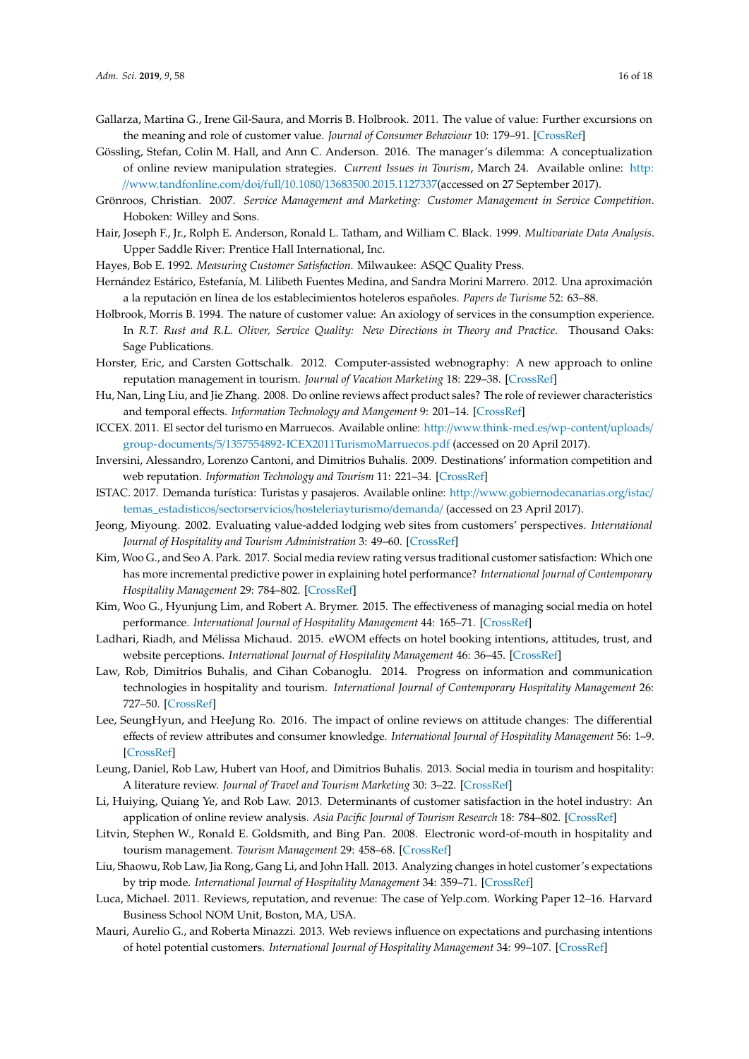Gallarza, Martina G., Irene Gil-Saura, and Morris B. Holbrook. 2011. The value of value: Further excursions on the meaning and role of customer value. *Journal of Consumer Behaviour* 10: 179–91. [CrossRef]

Gössling, Stefan, Colin M. Hall, and Ann C. Anderson. 2016. The manager's dilemma: A conceptualization of online review manipulation strategies. *Current Issues in Tourism*, March 24. Available online: http://www.tandfonline.com/doi/full/10.1080/13683500.2015.1127337(accessed on 27 September 2017).

Grönroos, Christian. 2007. *Service Management and Marketing: Customer Management in Service Competition*. Hoboken: Willey and Sons.

Hair, Joseph F., Jr., Rolph E. Anderson, Ronald L. Tatham, and William C. Black. 1999. *Multivariate Data Analysis*. Upper Saddle River: Prentice Hall International, Inc.

Hayes, Bob E. 1992. *Measuring Customer Satisfaction*. Milwaukee: ASQC Quality Press.

Hernández Estárico, Estefanía, M. Lilibeth Fuentes Medina, and Sandra Morini Marrero. 2012. Una aproximación a la reputación en línea de los establecimientos hoteleros españoles. *Papers de Turisme* 52: 63–88.

Holbrook, Morris B. 1994. The nature of customer value: An axiology of services in the consumption experience. In *R.T. Rust and R.L. Oliver, Service Quality: New Directions in Theory and Practice*. Thousand Oaks: Sage Publications.

Horster, Eric, and Carsten Gottschalk. 2012. Computer-assisted webnography: A new approach to online reputation management in tourism. *Journal of Vacation Marketing* 18: 229–38. [CrossRef]

Hu, Nan, Ling Liu, and Jie Zhang. 2008. Do online reviews affect product sales? The role of reviewer characteristics and temporal effects. *Information Technology and Mangement* 9: 201–14. [CrossRef]

ICCEX. 2011. El sector del turismo en Marruecos. Available online: http://www.think-med.es/wp-content/uploads/group-documents/5/1357554892-ICEX2011TurismoMarruecos.pdf (accessed on 20 April 2017).

Inversini, Alessandro, Lorenzo Cantoni, and Dimitrios Buhalis. 2009. Destinations' information competition and web reputation. *Information Technology and Tourism* 11: 221–34. [CrossRef]

ISTAC. 2017. Demanda turística: Turistas y pasajeros. Available online: http://www.gobiernodecanarias.org/istac/temas_estadisticos/sectorservicios/hosteleriayturismo/demanda/ (accessed on 23 April 2017).

Jeong, Miyoung. 2002. Evaluating value-added lodging web sites from customers' perspectives. *International Journal of Hospitality and Tourism Administration* 3: 49–60. [CrossRef]

Kim, Woo G., and Seo A. Park. 2017. Social media review rating versus traditional customer satisfaction: Which one has more incremental predictive power in explaining hotel performance? *International Journal of Contemporary Hospitality Management* 29: 784–802. [CrossRef]

Kim, Woo G., Hyunjung Lim, and Robert A. Brymer. 2015. The effectiveness of managing social media on hotel performance. *International Journal of Hospitality Management* 44: 165–71. [CrossRef]

Ladhari, Riadh, and Mélissa Michaud. 2015. eWOM effects on hotel booking intentions, attitudes, trust, and website perceptions. *International Journal of Hospitality Management* 46: 36–45. [CrossRef]

Law, Rob, Dimitrios Buhalis, and Cihan Cobanoglu. 2014. Progress on information and communication technologies in hospitality and tourism. *International Journal of Contemporary Hospitality Management* 26: 727–50. [CrossRef]

Lee, SeungHyun, and HeeJung Ro. 2016. The impact of online reviews on attitude changes: The differential effects of review attributes and consumer knowledge. *International Journal of Hospitality Management* 56: 1–9. [CrossRef]

Leung, Daniel, Rob Law, Hubert van Hoof, and Dimitrios Buhalis. 2013. Social media in tourism and hospitality: A literature review. *Journal of Travel and Tourism Marketing* 30: 3–22. [CrossRef]

Li, Huiying, Quiang Ye, and Rob Law. 2013. Determinants of customer satisfaction in the hotel industry: An application of online review analysis. *Asia Pacific Journal of Tourism Research* 18: 784–802. [CrossRef]

Litvin, Stephen W., Ronald E. Goldsmith, and Bing Pan. 2008. Electronic word-of-mouth in hospitality and tourism management. *Tourism Management* 29: 458–68. [CrossRef]

Liu, Shaowu, Rob Law, Jia Rong, Gang Li, and John Hall. 2013. Analyzing changes in hotel customer's expectations by trip mode. *International Journal of Hospitality Management* 34: 359–71. [CrossRef]

Luca, Michael. 2011. Reviews, reputation, and revenue: The case of Yelp.com. Working Paper 12–16. Harvard Business School NOM Unit, Boston, MA, USA.

Mauri, Aurelio G., and Roberta Minazzi. 2013. Web reviews influence on expectations and purchasing intentions of hotel potential customers. *International Journal of Hospitality Management* 34: 99–107. [CrossRef]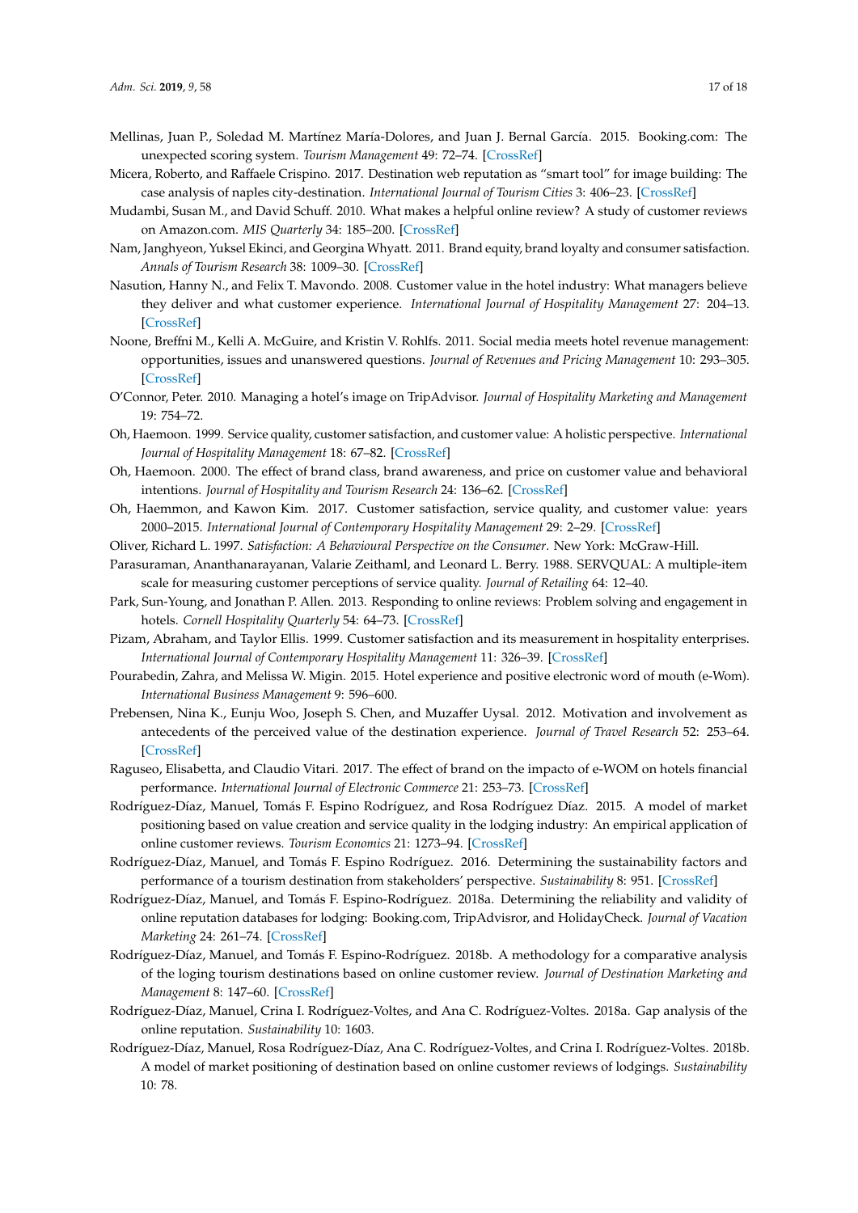Mellinas, Juan P., Soledad M. Martínez María-Dolores, and Juan J. Bernal García. 2015. Booking.com: The unexpected scoring system. *Tourism Management* 49: 72–74. [CrossRef]

Micera, Roberto, and Raffaele Crispino. 2017. Destination web reputation as "smart tool" for image building: The case analysis of naples city-destination. *International Journal of Tourism Cities* 3: 406–23. [CrossRef]

Mudambi, Susan M., and David Schuff. 2010. What makes a helpful online review? A study of customer reviews on Amazon.com. *MIS Quarterly* 34: 185–200. [CrossRef]

Nam, Janghyeon, Yuksel Ekinci, and Georgina Whyatt. 2011. Brand equity, brand loyalty and consumer satisfaction. *Annals of Tourism Research* 38: 1009–30. [CrossRef]

Nasution, Hanny N., and Felix T. Mavondo. 2008. Customer value in the hotel industry: What managers believe they deliver and what customer experience. *International Journal of Hospitality Management* 27: 204–13. [CrossRef]

Noone, Breffni M., Kelli A. McGuire, and Kristin V. Rohlfs. 2011. Social media meets hotel revenue management: opportunities, issues and unanswered questions. *Journal of Revenues and Pricing Management* 10: 293–305. [CrossRef]

O'Connor, Peter. 2010. Managing a hotel's image on TripAdvisor. *Journal of Hospitality Marketing and Management* 19: 754–72.

Oh, Haemoon. 1999. Service quality, customer satisfaction, and customer value: A holistic perspective. *International Journal of Hospitality Management* 18: 67–82. [CrossRef]

Oh, Haemoon. 2000. The effect of brand class, brand awareness, and price on customer value and behavioral intentions. *Journal of Hospitality and Tourism Research* 24: 136–62. [CrossRef]

Oh, Haemmon, and Kawon Kim. 2017. Customer satisfaction, service quality, and customer value: years 2000–2015. *International Journal of Contemporary Hospitality Management* 29: 2–29. [CrossRef]

Oliver, Richard L. 1997. *Satisfaction: A Behavioural Perspective on the Consumer*. New York: McGraw-Hill.

Parasuraman, Ananthanarayanan, Valarie Zeithaml, and Leonard L. Berry. 1988. SERVQUAL: A multiple-item scale for measuring customer perceptions of service quality. *Journal of Retailing* 64: 12–40.

Park, Sun-Young, and Jonathan P. Allen. 2013. Responding to online reviews: Problem solving and engagement in hotels. *Cornell Hospitality Quarterly* 54: 64–73. [CrossRef]

Pizam, Abraham, and Taylor Ellis. 1999. Customer satisfaction and its measurement in hospitality enterprises. *International Journal of Contemporary Hospitality Management* 11: 326–39. [CrossRef]

Pourabedin, Zahra, and Melissa W. Migin. 2015. Hotel experience and positive electronic word of mouth (e-Wom). *International Business Management* 9: 596–600.

Prebensen, Nina K., Eunju Woo, Joseph S. Chen, and Muzaffer Uysal. 2012. Motivation and involvement as antecedents of the perceived value of the destination experience. *Journal of Travel Research* 52: 253–64. [CrossRef]

Raguseo, Elisabetta, and Claudio Vitari. 2017. The effect of brand on the impacto of e-WOM on hotels financial performance. *International Journal of Electronic Commerce* 21: 253–73. [CrossRef]

Rodríguez-Díaz, Manuel, Tomás F. Espino Rodríguez, and Rosa Rodríguez Díaz. 2015. A model of market positioning based on value creation and service quality in the lodging industry: An empirical application of online customer reviews. *Tourism Economics* 21: 1273–94. [CrossRef]

Rodríguez-Díaz, Manuel, and Tomás F. Espino Rodríguez. 2016. Determining the sustainability factors and performance of a tourism destination from stakeholders' perspective. *Sustainability* 8: 951. [CrossRef]

Rodríguez-Díaz, Manuel, and Tomás F. Espino-Rodríguez. 2018a. Determining the reliability and validity of online reputation databases for lodging: Booking.com, TripAdvisror, and HolidayCheck. *Journal of Vacation Marketing* 24: 261–74. [CrossRef]

Rodríguez-Díaz, Manuel, and Tomás F. Espino-Rodríguez. 2018b. A methodology for a comparative analysis of the loging tourism destinations based on online customer review. *Journal of Destination Marketing and Management* 8: 147–60. [CrossRef]

Rodríguez-Díaz, Manuel, Crina I. Rodríguez-Voltes, and Ana C. Rodríguez-Voltes. 2018a. Gap analysis of the online reputation. *Sustainability* 10: 1603.

Rodríguez-Díaz, Manuel, Rosa Rodríguez-Díaz, Ana C. Rodríguez-Voltes, and Crina I. Rodríguez-Voltes. 2018b. A model of market positioning of destination based on online customer reviews of lodgings. *Sustainability* 10: 78.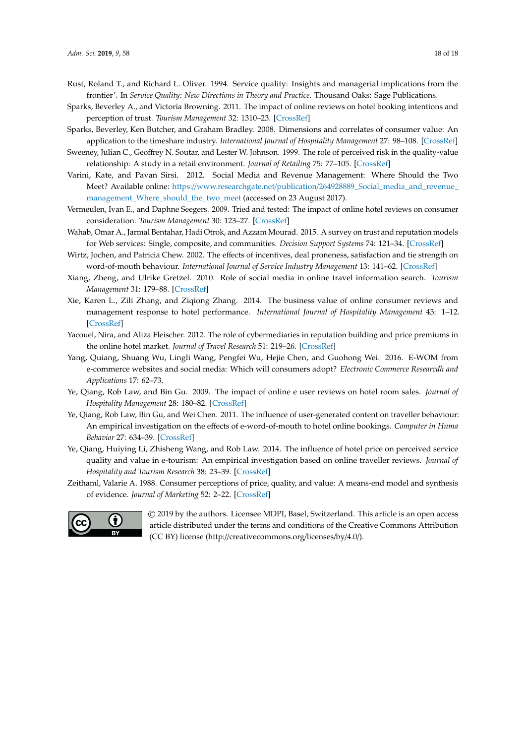Rust, Roland T., and Richard L. Oliver. 1994. Service quality: Insights and managerial implications from the frontier'. In *Service Quality: New Directions in Theory and Practice*. Thousand Oaks: Sage Publications.

Sparks, Beverley A., and Victoria Browning. 2011. The impact of online reviews on hotel booking intentions and perception of trust. *Tourism Management* 32: 1310–23. [CrossRef]

Sparks, Beverley, Ken Butcher, and Graham Bradley. 2008. Dimensions and correlates of consumer value: An application to the timeshare industry. *International Journal of Hospitality Management* 27: 98–108. [CrossRef]

Sweeney, Julian C., Geoffrey N. Soutar, and Lester W. Johnson. 1999. The role of perceived risk in the quality-value relationship: A study in a retail environment. *Journal of Retailing* 75: 77–105. [CrossRef]

Varini, Kate, and Pavan Sirsi. 2012. Social Media and Revenue Management: Where Should the Two Meet? Available online: https://www.researchgate.net/publication/264928889_Social_media_and_revenue_management_Where_should_the_two_meet (accessed on 23 August 2017).

Vermeulen, Ivan E., and Daphne Seegers. 2009. Tried and tested: The impact of online hotel reviews on consumer consideration. *Tourism Management* 30: 123–27. [CrossRef]

Wahab, Omar A., Jarmal Bentahar, Hadi Otrok, and Azzam Mourad. 2015. A survey on trust and reputation models for Web services: Single, composite, and communities. *Decision Support Systems* 74: 121–34. [CrossRef]

Wirtz, Jochen, and Patricia Chew. 2002. The effects of incentives, deal proneness, satisfaction and tie strength on word-of-mouth behaviour. *International Journal of Service Industry Management* 13: 141–62. [CrossRef]

Xiang, Zheng, and Ulrike Gretzel. 2010. Role of social media in online travel information search. *Tourism Management* 31: 179–88. [CrossRef]

Xie, Karen L., Zili Zhang, and Ziqiong Zhang. 2014. The business value of online consumer reviews and management response to hotel performance. *International Journal of Hospitality Management* 43: 1–12. [CrossRef]

Yacouel, Nira, and Aliza Fleischer. 2012. The role of cybermediaries in reputation building and price premiums in the online hotel market. *Journal of Travel Research* 51: 219–26. [CrossRef]

Yang, Quiang, Shuang Wu, Lingli Wang, Pengfei Wu, Hejie Chen, and Guohong Wei. 2016. E-WOM from e-commerce websites and social media: Which will consumers adopt? *Electronic Commerce Researcdh and Applications* 17: 62–73.

Ye, Qiang, Rob Law, and Bin Gu. 2009. The impact of online e user reviews on hotel room sales. *Journal of Hospitality Management* 28: 180–82. [CrossRef]

Ye, Qiang, Rob Law, Bin Gu, and Wei Chen. 2011. The influence of user-generated content on traveller behaviour: An empirical investigation on the effects of e-word-of-mouth to hotel online bookings. *Computer in Huma Behavior* 27: 634–39. [CrossRef]

Ye, Qiang, Huiying Li, Zhisheng Wang, and Rob Law. 2014. The influence of hotel price on perceived service quality and value in e-tourism: An empirical investigation based on online traveller reviews. *Journal of Hospitality and Tourism Research* 38: 23–39. [CrossRef]

Zeithaml, Valarie A. 1988. Consumer perceptions of price, quality, and value: A means-end model and synthesis of evidence. *Journal of Marketing* 52: 2–22. [CrossRef]

© 2019 by the authors. Licensee MDPI, Basel, Switzerland. This article is an open access article distributed under the terms and conditions of the Creative Commons Attribution (CC BY) license (http://creativecommons.org/licenses/by/4.0/).